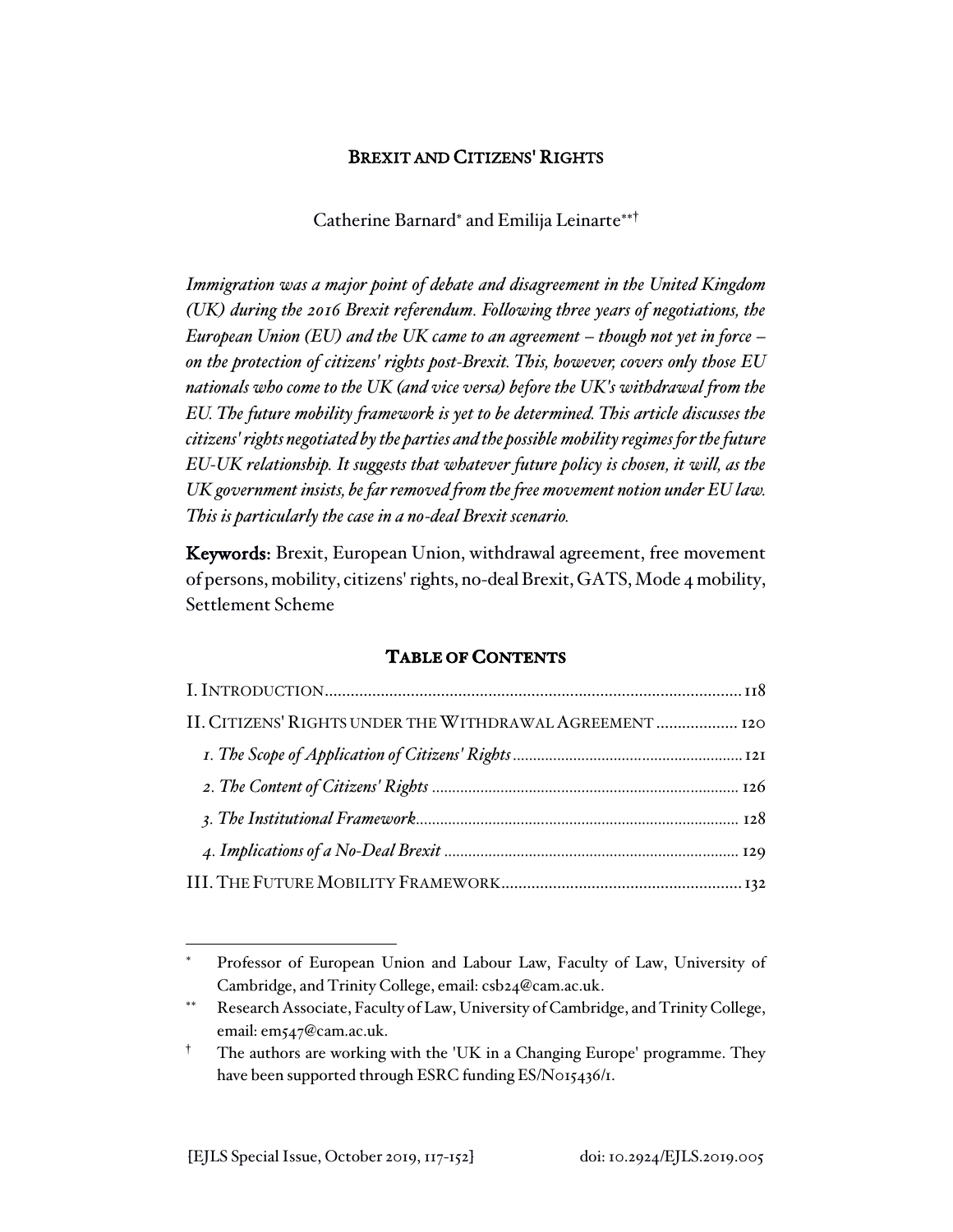# BREXIT AND CITIZENS' RIGHTS

Catherine Barnard* and Emilija Leinarte**†

*Immigration was a major point of debate and disagreement in the United Kingdom (UK) during the 2016 Brexit referendum. Following three years of negotiations, the European Union (EU) and the UK came to an agreement – though not yet in force – on the protection of citizens' rights post-Brexit. This, however, covers only those EU nationals who come to the UK (and vice versa) before the UK's withdrawal from the EU. The future mobility framework is yet to be determined. This article discusses the citizens' rights negotiated by the parties and the possible mobility regimes for the future EU-UK relationship. It suggests that whatever future policy is chosen, it will, as the UK government insists, be far removed from the free movement notion under EU law. This is particularly the case in a no-deal Brexit scenario.*

**Keywords:** Brexit, European Union, withdrawal agreement, free movement of persons, mobility, citizens' rights, no-deal Brexit, GATS, Mode 4 mobility, Settlement Scheme

## TABLE OF CONTENTS

I. INTRODUCTION ........ 118
II. CITIZENS' RIGHTS UNDER THE WITHDRAWAL AGREEMENT ........ 120
*1. The Scope of Application of Citizens' Rights* ........ 121
*2. The Content of Citizens' Rights* ........ 126
*3. The Institutional Framework* ........ 128
*4. Implications of a No-Deal Brexit* ........ 129
III. THE FUTURE MOBILITY FRAMEWORK ........ 132

---

\* Professor of European Union and Labour Law, Faculty of Law, University of Cambridge, and Trinity College, email: csb24@cam.ac.uk.

\** Research Associate, Faculty of Law, University of Cambridge, and Trinity College, email: em547@cam.ac.uk.

† The authors are working with the 'UK in a Changing Europe' programme. They have been supported through ESRC funding ES/N015436/1.

[EJLS Special Issue, October 2019, 117-152] doi: 10.2924/EJLS.2019.005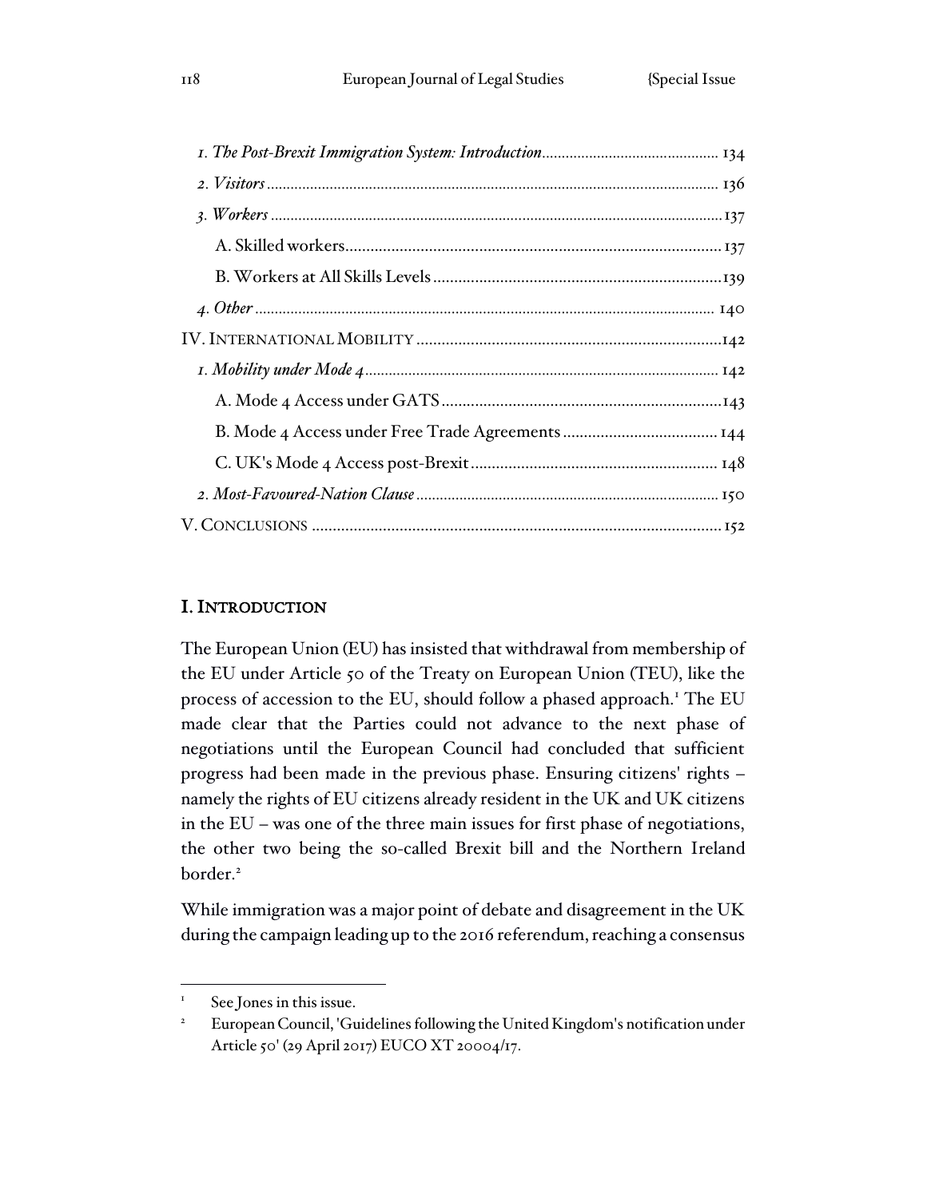*1. The Post-Brexit Immigration System: Introduction* ............................................ 134
*2. Visitors* ................................................................................................ 136
*3. Workers* ................................................................................................ 137
A. Skilled workers......................................................................................... 137
B. Workers at All Skills Levels .................................................................... 139
*4. Other* .................................................................................................... 140
IV. INTERNATIONAL MOBILITY ........................................................................ 142
*1. Mobility under Mode 4* ........................................................................ 142
A. Mode 4 Access under GATS .................................................................. 143
B. Mode 4 Access under Free Trade Agreements .................................... 144
C. UK's Mode 4 Access post-Brexit .......................................................... 148
*2. Most-Favoured-Nation Clause* ............................................................ 150
V. CONCLUSIONS ................................................................................................ 152

## I. INTRODUCTION

The European Union (EU) has insisted that withdrawal from membership of the EU under Article 50 of the Treaty on European Union (TEU), like the process of accession to the EU, should follow a phased approach.[1] The EU made clear that the Parties could not advance to the next phase of negotiations until the European Council had concluded that sufficient progress had been made in the previous phase. Ensuring citizens' rights – namely the rights of EU citizens already resident in the UK and UK citizens in the EU – was one of the three main issues for first phase of negotiations, the other two being the so-called Brexit bill and the Northern Ireland border.[2]

While immigration was a major point of debate and disagreement in the UK during the campaign leading up to the 2016 referendum, reaching a consensus

---

[1] See Jones in this issue.

[2] European Council, 'Guidelines following the United Kingdom's notification under Article 50' (29 April 2017) EUCO XT 20004/17.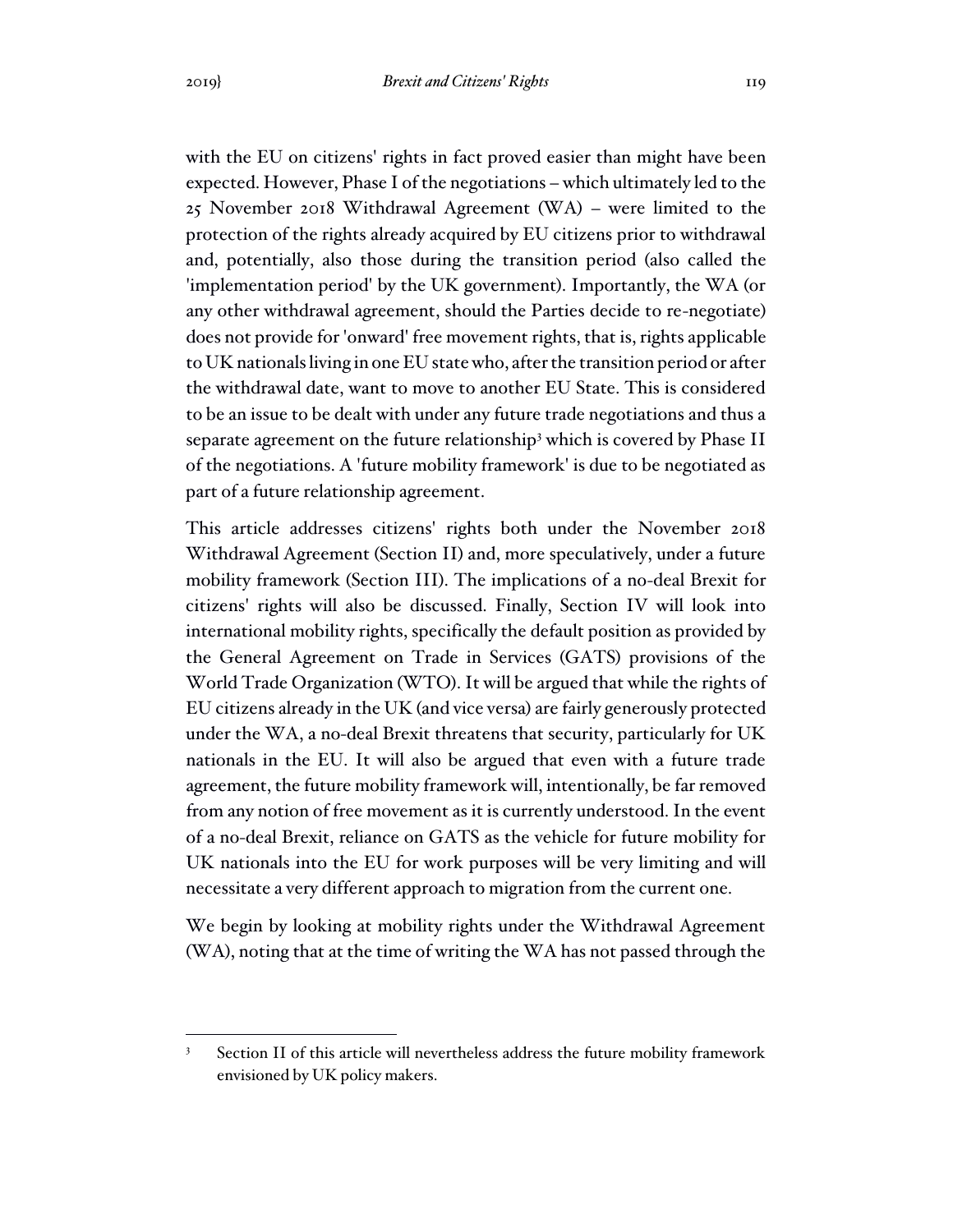with the EU on citizens' rights in fact proved easier than might have been expected. However, Phase I of the negotiations – which ultimately led to the 25 November 2018 Withdrawal Agreement (WA) – were limited to the protection of the rights already acquired by EU citizens prior to withdrawal and, potentially, also those during the transition period (also called the 'implementation period' by the UK government). Importantly, the WA (or any other withdrawal agreement, should the Parties decide to re-negotiate) does not provide for 'onward' free movement rights, that is, rights applicable to UK nationals living in one EU state who, after the transition period or after the withdrawal date, want to move to another EU State. This is considered to be an issue to be dealt with under any future trade negotiations and thus a separate agreement on the future relationship[3] which is covered by Phase II of the negotiations. A 'future mobility framework' is due to be negotiated as part of a future relationship agreement.

This article addresses citizens' rights both under the November 2018 Withdrawal Agreement (Section II) and, more speculatively, under a future mobility framework (Section III). The implications of a no-deal Brexit for citizens' rights will also be discussed. Finally, Section IV will look into international mobility rights, specifically the default position as provided by the General Agreement on Trade in Services (GATS) provisions of the World Trade Organization (WTO). It will be argued that while the rights of EU citizens already in the UK (and vice versa) are fairly generously protected under the WA, a no-deal Brexit threatens that security, particularly for UK nationals in the EU. It will also be argued that even with a future trade agreement, the future mobility framework will, intentionally, be far removed from any notion of free movement as it is currently understood. In the event of a no-deal Brexit, reliance on GATS as the vehicle for future mobility for UK nationals into the EU for work purposes will be very limiting and will necessitate a very different approach to migration from the current one.

We begin by looking at mobility rights under the Withdrawal Agreement (WA), noting that at the time of writing the WA has not passed through the

[3] Section II of this article will nevertheless address the future mobility framework envisioned by UK policy makers.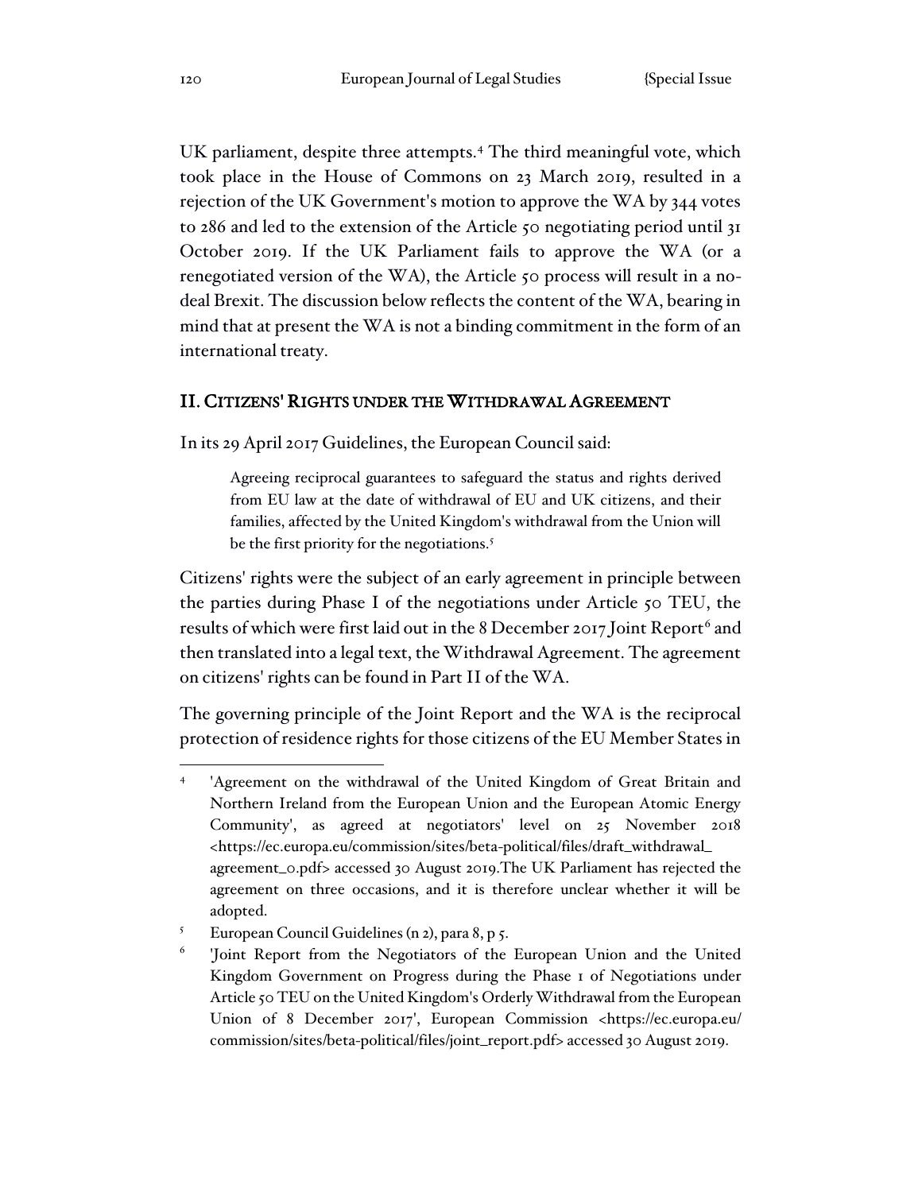UK parliament, despite three attempts.[4] The third meaningful vote, which took place in the House of Commons on 23 March 2019, resulted in a rejection of the UK Government's motion to approve the WA by 344 votes to 286 and led to the extension of the Article 50 negotiating period until 31 October 2019. If the UK Parliament fails to approve the WA (or a renegotiated version of the WA), the Article 50 process will result in a no-deal Brexit. The discussion below reflects the content of the WA, bearing in mind that at present the WA is not a binding commitment in the form of an international treaty.

## II. Citizens' Rights under the Withdrawal Agreement

In its 29 April 2017 Guidelines, the European Council said:

> Agreeing reciprocal guarantees to safeguard the status and rights derived from EU law at the date of withdrawal of EU and UK citizens, and their families, affected by the United Kingdom's withdrawal from the Union will be the first priority for the negotiations.[5]

Citizens' rights were the subject of an early agreement in principle between the parties during Phase I of the negotiations under Article 50 TEU, the results of which were first laid out in the 8 December 2017 Joint Report[6] and then translated into a legal text, the Withdrawal Agreement. The agreement on citizens' rights can be found in Part II of the WA.

The governing principle of the Joint Report and the WA is the reciprocal protection of residence rights for those citizens of the EU Member States in

---

[4] 'Agreement on the withdrawal of the United Kingdom of Great Britain and Northern Ireland from the European Union and the European Atomic Energy Community', as agreed at negotiators' level on 25 November 2018 <https://ec.europa.eu/commission/sites/beta-political/files/draft_withdrawal_agreement_0.pdf> accessed 30 August 2019.The UK Parliament has rejected the agreement on three occasions, and it is therefore unclear whether it will be adopted.

[5] European Council Guidelines (n 2), para 8, p 5.

[6] 'Joint Report from the Negotiators of the European Union and the United Kingdom Government on Progress during the Phase 1 of Negotiations under Article 50 TEU on the United Kingdom's Orderly Withdrawal from the European Union of 8 December 2017', European Commission <https://ec.europa.eu/commission/sites/beta-political/files/joint_report.pdf> accessed 30 August 2019.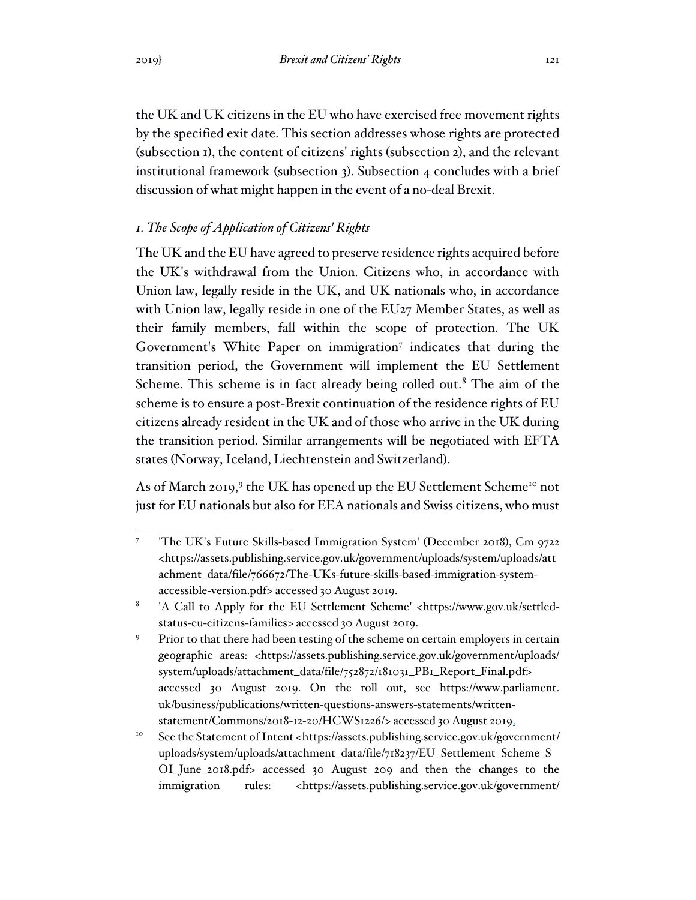the UK and UK citizens in the EU who have exercised free movement rights by the specified exit date. This section addresses whose rights are protected (subsection 1), the content of citizens' rights (subsection 2), and the relevant institutional framework (subsection 3). Subsection 4 concludes with a brief discussion of what might happen in the event of a no-deal Brexit.

### *1. The Scope of Application of Citizens' Rights*

The UK and the EU have agreed to preserve residence rights acquired before the UK's withdrawal from the Union. Citizens who, in accordance with Union law, legally reside in the UK, and UK nationals who, in accordance with Union law, legally reside in one of the EU27 Member States, as well as their family members, fall within the scope of protection. The UK Government's White Paper on immigration[7] indicates that during the transition period, the Government will implement the EU Settlement Scheme. This scheme is in fact already being rolled out.[8] The aim of the scheme is to ensure a post-Brexit continuation of the residence rights of EU citizens already resident in the UK and of those who arrive in the UK during the transition period. Similar arrangements will be negotiated with EFTA states (Norway, Iceland, Liechtenstein and Switzerland).

As of March 2019,[9] the UK has opened up the EU Settlement Scheme[10] not just for EU nationals but also for EEA nationals and Swiss citizens, who must

---

[7] 'The UK's Future Skills-based Immigration System' (December 2018), Cm 9722 <https://assets.publishing.service.gov.uk/government/uploads/system/uploads/attachment_data/file/766672/The-UKs-future-skills-based-immigration-system-accessible-version.pdf> accessed 30 August 2019.

[8] 'A Call to Apply for the EU Settlement Scheme' <https://www.gov.uk/settled-status-eu-citizens-families> accessed 30 August 2019.

[9] Prior to that there had been testing of the scheme on certain employers in certain geographic areas: <https://assets.publishing.service.gov.uk/government/uploads/system/uploads/attachment_data/file/752872/181031_PB1_Report_Final.pdf> accessed 30 August 2019. On the roll out, see https://www.parliament.uk/business/publications/written-questions-answers-statements/written-statement/Commons/2018-12-20/HCWS1226/> accessed 30 August 2019.

[10] See the Statement of Intent <https://assets.publishing.service.gov.uk/government/uploads/system/uploads/attachment_data/file/718237/EU_Settlement_Scheme_SOI_June_2018.pdf> accessed 30 August 209 and then the changes to the immigration rules: <https://assets.publishing.service.gov.uk/government/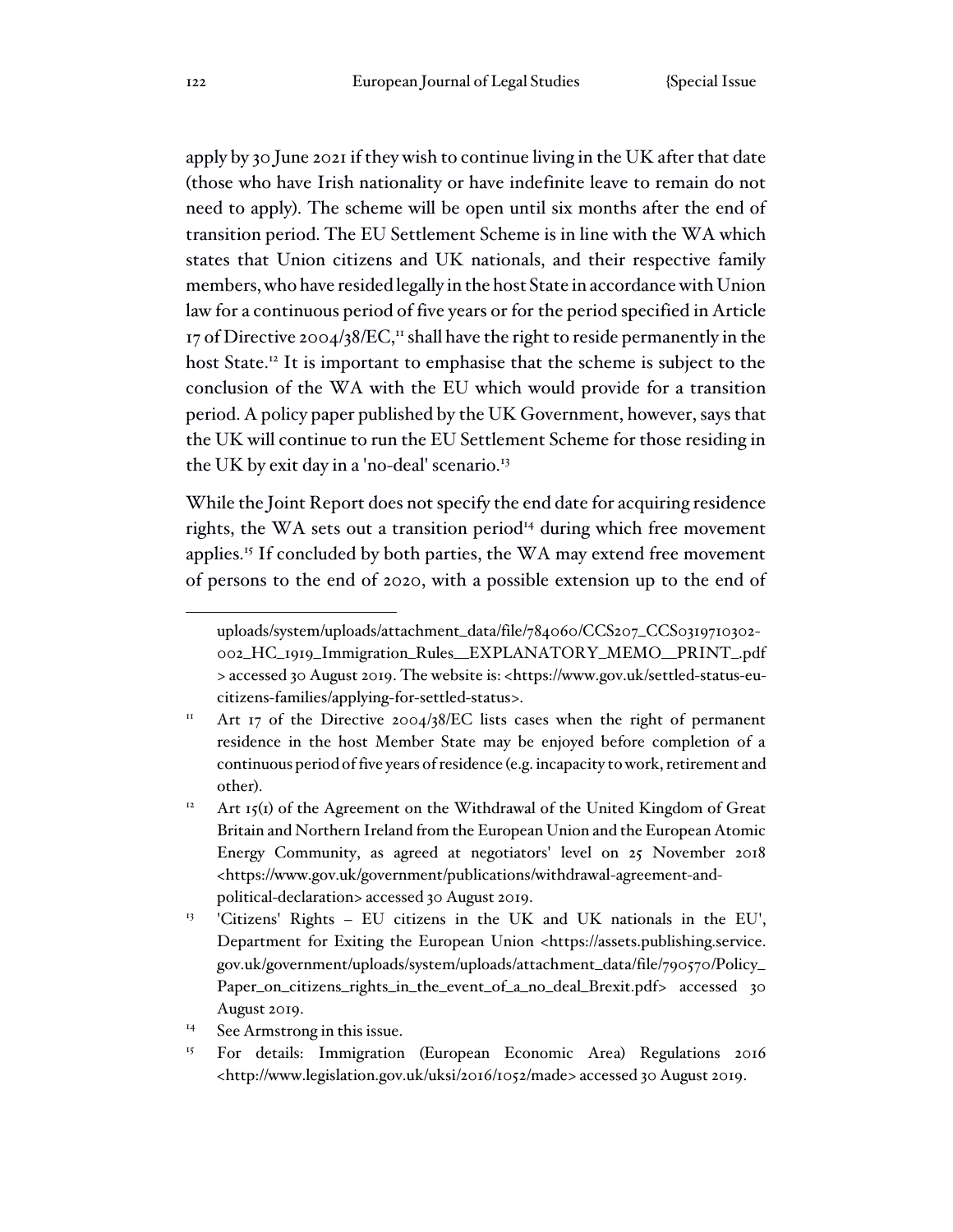apply by 30 June 2021 if they wish to continue living in the UK after that date (those who have Irish nationality or have indefinite leave to remain do not need to apply). The scheme will be open until six months after the end of transition period. The EU Settlement Scheme is in line with the WA which states that Union citizens and UK nationals, and their respective family members, who have resided legally in the host State in accordance with Union law for a continuous period of five years or for the period specified in Article 17 of Directive 2004/38/EC,[11] shall have the right to reside permanently in the host State.[12] It is important to emphasise that the scheme is subject to the conclusion of the WA with the EU which would provide for a transition period. A policy paper published by the UK Government, however, says that the UK will continue to run the EU Settlement Scheme for those residing in the UK by exit day in a 'no-deal' scenario.[13]

While the Joint Report does not specify the end date for acquiring residence rights, the WA sets out a transition period[14] during which free movement applies.[15] If concluded by both parties, the WA may extend free movement of persons to the end of 2020, with a possible extension up to the end of

---

uploads/system/uploads/attachment_data/file/784060/CCS207_CCS0319710302-002_HC_1919_Immigration_Rules__EXPLANATORY_MEMO__PRINT_.pdf > accessed 30 August 2019. The website is: <https://www.gov.uk/settled-status-eu-citizens-families/applying-for-settled-status>.

[11] Art 17 of the Directive 2004/38/EC lists cases when the right of permanent residence in the host Member State may be enjoyed before completion of a continuous period of five years of residence (e.g. incapacity to work, retirement and other).

[12] Art 15(1) of the Agreement on the Withdrawal of the United Kingdom of Great Britain and Northern Ireland from the European Union and the European Atomic Energy Community, as agreed at negotiators' level on 25 November 2018 <https://www.gov.uk/government/publications/withdrawal-agreement-and-political-declaration> accessed 30 August 2019.

[13] 'Citizens' Rights – EU citizens in the UK and UK nationals in the EU', Department for Exiting the European Union <https://assets.publishing.service.gov.uk/government/uploads/system/uploads/attachment_data/file/790570/Policy_Paper_on_citizens_rights_in_the_event_of_a_no_deal_Brexit.pdf> accessed 30 August 2019.

[14] See Armstrong in this issue.

[15] For details: Immigration (European Economic Area) Regulations 2016 <http://www.legislation.gov.uk/uksi/2016/1052/made> accessed 30 August 2019.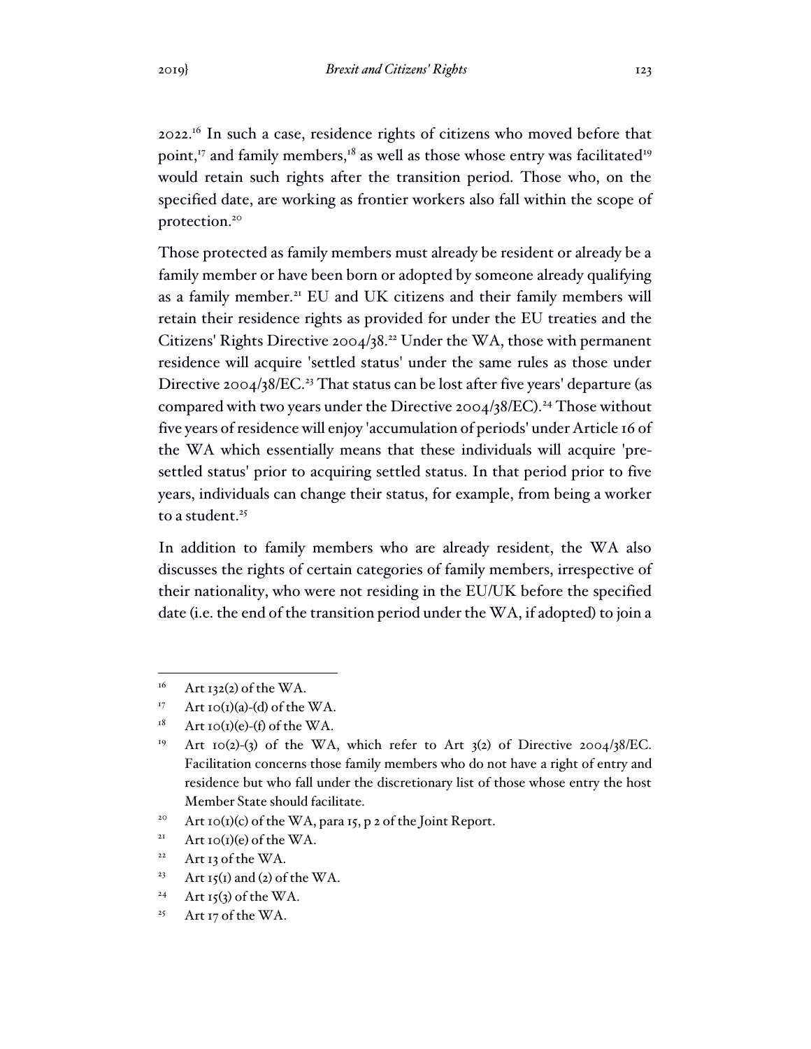2022.[16] In such a case, residence rights of citizens who moved before that point,[17] and family members,[18] as well as those whose entry was facilitated[19] would retain such rights after the transition period. Those who, on the specified date, are working as frontier workers also fall within the scope of protection.[20]

Those protected as family members must already be resident or already be a family member or have been born or adopted by someone already qualifying as a family member.[21] EU and UK citizens and their family members will retain their residence rights as provided for under the EU treaties and the Citizens' Rights Directive 2004/38.[22] Under the WA, those with permanent residence will acquire 'settled status' under the same rules as those under Directive 2004/38/EC.[23] That status can be lost after five years' departure (as compared with two years under the Directive 2004/38/EC).[24] Those without five years of residence will enjoy 'accumulation of periods' under Article 16 of the WA which essentially means that these individuals will acquire 'pre-settled status' prior to acquiring settled status. In that period prior to five years, individuals can change their status, for example, from being a worker to a student.[25]

In addition to family members who are already resident, the WA also discusses the rights of certain categories of family members, irrespective of their nationality, who were not residing in the EU/UK before the specified date (i.e. the end of the transition period under the WA, if adopted) to join a

---

[16] Art 132(2) of the WA.

[17] Art 10(1)(a)-(d) of the WA.

[18] Art 10(1)(e)-(f) of the WA.

[19] Art 10(2)-(3) of the WA, which refer to Art 3(2) of Directive 2004/38/EC. Facilitation concerns those family members who do not have a right of entry and residence but who fall under the discretionary list of those whose entry the host Member State should facilitate.

[20] Art 10(1)(c) of the WA, para 15, p 2 of the Joint Report.

[21] Art 10(1)(e) of the WA.

[22] Art 13 of the WA.

[23] Art 15(1) and (2) of the WA.

[24] Art 15(3) of the WA.

[25] Art 17 of the WA.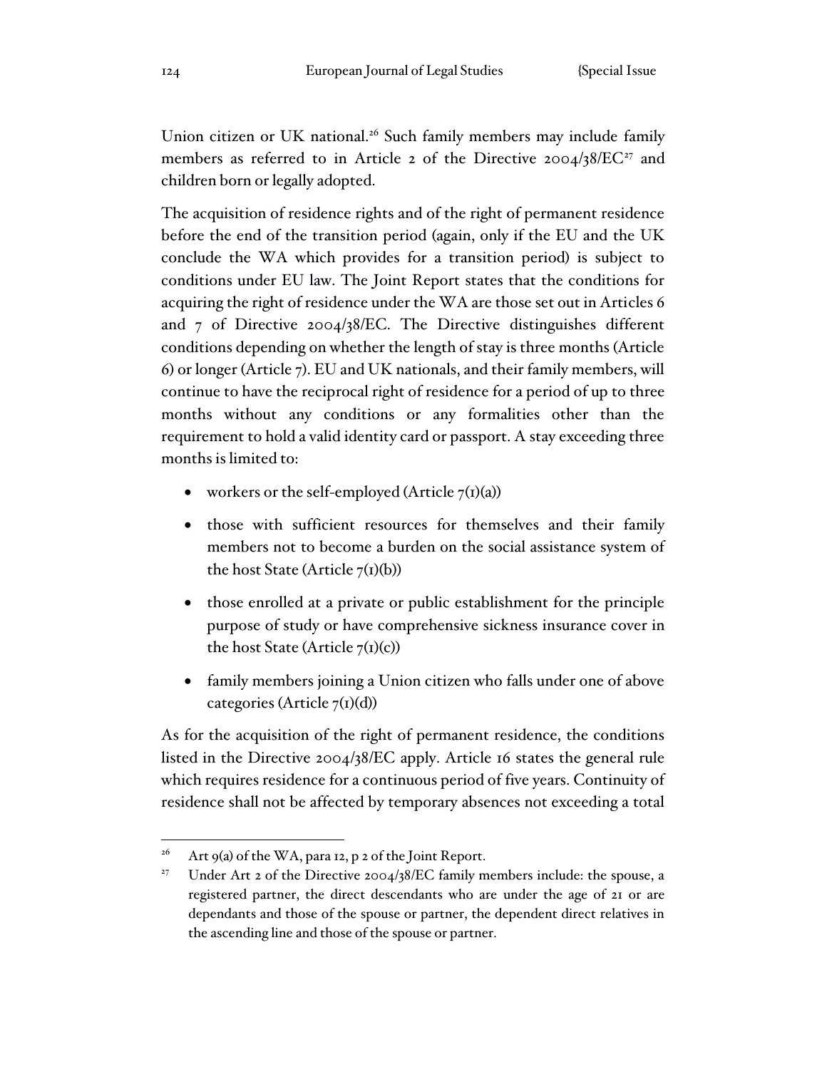Union citizen or UK national.[26] Such family members may include family members as referred to in Article 2 of the Directive 2004/38/EC[27] and children born or legally adopted.

The acquisition of residence rights and of the right of permanent residence before the end of the transition period (again, only if the EU and the UK conclude the WA which provides for a transition period) is subject to conditions under EU law. The Joint Report states that the conditions for acquiring the right of residence under the WA are those set out in Articles 6 and 7 of Directive 2004/38/EC. The Directive distinguishes different conditions depending on whether the length of stay is three months (Article 6) or longer (Article 7). EU and UK nationals, and their family members, will continue to have the reciprocal right of residence for a period of up to three months without any conditions or any formalities other than the requirement to hold a valid identity card or passport. A stay exceeding three months is limited to:

- workers or the self-employed (Article 7(1)(a))
- those with sufficient resources for themselves and their family members not to become a burden on the social assistance system of the host State (Article 7(1)(b))
- those enrolled at a private or public establishment for the principle purpose of study or have comprehensive sickness insurance cover in the host State (Article 7(1)(c))
- family members joining a Union citizen who falls under one of above categories (Article 7(1)(d))

As for the acquisition of the right of permanent residence, the conditions listed in the Directive 2004/38/EC apply. Article 16 states the general rule which requires residence for a continuous period of five years. Continuity of residence shall not be affected by temporary absences not exceeding a total

---

[26] Art 9(a) of the WA, para 12, p 2 of the Joint Report.

[27] Under Art 2 of the Directive 2004/38/EC family members include: the spouse, a registered partner, the direct descendants who are under the age of 21 or are dependants and those of the spouse or partner, the dependent direct relatives in the ascending line and those of the spouse or partner.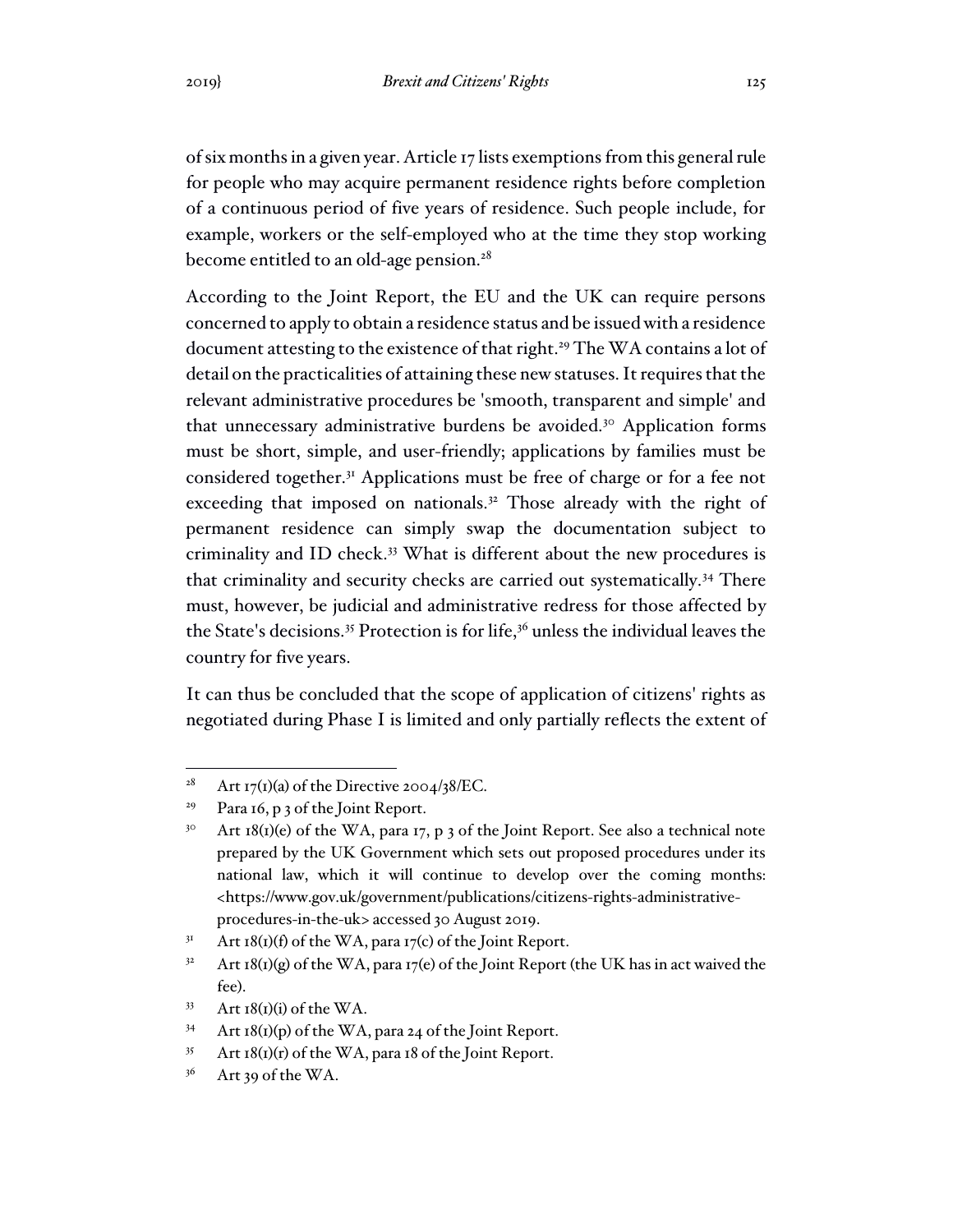of six months in a given year. Article 17 lists exemptions from this general rule for people who may acquire permanent residence rights before completion of a continuous period of five years of residence. Such people include, for example, workers or the self-employed who at the time they stop working become entitled to an old-age pension.[28]

According to the Joint Report, the EU and the UK can require persons concerned to apply to obtain a residence status and be issued with a residence document attesting to the existence of that right.[29] The WA contains a lot of detail on the practicalities of attaining these new statuses. It requires that the relevant administrative procedures be 'smooth, transparent and simple' and that unnecessary administrative burdens be avoided.[30] Application forms must be short, simple, and user-friendly; applications by families must be considered together.[31] Applications must be free of charge or for a fee not exceeding that imposed on nationals.[32] Those already with the right of permanent residence can simply swap the documentation subject to criminality and ID check.[33] What is different about the new procedures is that criminality and security checks are carried out systematically.[34] There must, however, be judicial and administrative redress for those affected by the State's decisions.[35] Protection is for life,[36] unless the individual leaves the country for five years.

It can thus be concluded that the scope of application of citizens' rights as negotiated during Phase I is limited and only partially reflects the extent of

---

[28] Art 17(1)(a) of the Directive 2004/38/EC.

[29] Para 16, p 3 of the Joint Report.

[30] Art 18(1)(e) of the WA, para 17, p 3 of the Joint Report. See also a technical note prepared by the UK Government which sets out proposed procedures under its national law, which it will continue to develop over the coming months: <https://www.gov.uk/government/publications/citizens-rights-administrative-procedures-in-the-uk> accessed 30 August 2019.

[31] Art 18(1)(f) of the WA, para 17(c) of the Joint Report.

[32] Art 18(1)(g) of the WA, para 17(e) of the Joint Report (the UK has in act waived the fee).

[33] Art 18(1)(i) of the WA.

[34] Art 18(1)(p) of the WA, para 24 of the Joint Report.

[35] Art 18(1)(r) of the WA, para 18 of the Joint Report.

[36] Art 39 of the WA.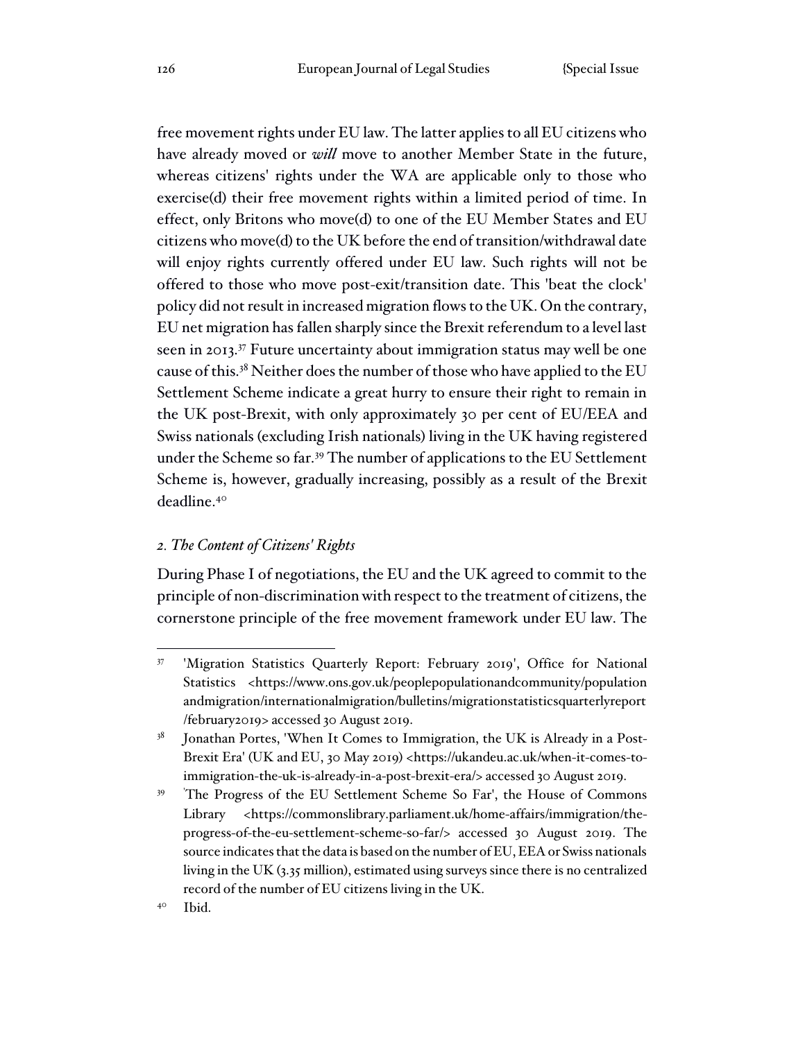free movement rights under EU law. The latter applies to all EU citizens who have already moved or *will* move to another Member State in the future, whereas citizens' rights under the WA are applicable only to those who exercise(d) their free movement rights within a limited period of time. In effect, only Britons who move(d) to one of the EU Member States and EU citizens who move(d) to the UK before the end of transition/withdrawal date will enjoy rights currently offered under EU law. Such rights will not be offered to those who move post-exit/transition date. This 'beat the clock' policy did not result in increased migration flows to the UK. On the contrary, EU net migration has fallen sharply since the Brexit referendum to a level last seen in 2013.[37] Future uncertainty about immigration status may well be one cause of this.[38] Neither does the number of those who have applied to the EU Settlement Scheme indicate a great hurry to ensure their right to remain in the UK post-Brexit, with only approximately 30 per cent of EU/EEA and Swiss nationals (excluding Irish nationals) living in the UK having registered under the Scheme so far.[39] The number of applications to the EU Settlement Scheme is, however, gradually increasing, possibly as a result of the Brexit deadline.[40]

### *2. The Content of Citizens' Rights*

During Phase I of negotiations, the EU and the UK agreed to commit to the principle of non-discrimination with respect to the treatment of citizens, the cornerstone principle of the free movement framework under EU law. The

---

[37] 'Migration Statistics Quarterly Report: February 2019', Office for National Statistics <https://www.ons.gov.uk/peoplepopulationandcommunity/populationandmigration/internationalmigration/bulletins/migrationstatisticsquarterlyreport/february2019> accessed 30 August 2019.

[38] Jonathan Portes, 'When It Comes to Immigration, the UK is Already in a Post-Brexit Era' (UK and EU, 30 May 2019) <https://ukandeu.ac.uk/when-it-comes-to-immigration-the-uk-is-already-in-a-post-brexit-era/> accessed 30 August 2019.

[39] 'The Progress of the EU Settlement Scheme So Far', the House of Commons Library <https://commonslibrary.parliament.uk/home-affairs/immigration/the-progress-of-the-eu-settlement-scheme-so-far/> accessed 30 August 2019. The source indicates that the data is based on the number of EU, EEA or Swiss nationals living in the UK (3.35 million), estimated using surveys since there is no centralized record of the number of EU citizens living in the UK.

[40] Ibid.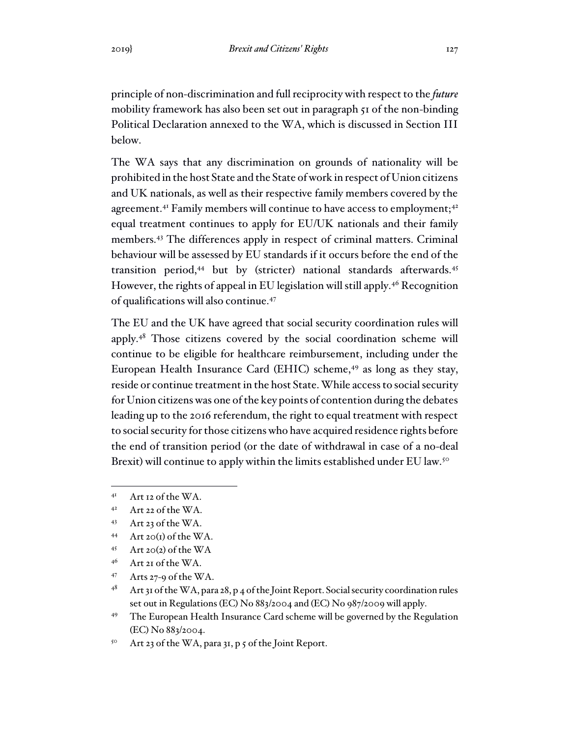principle of non-discrimination and full reciprocity with respect to the *future* mobility framework has also been set out in paragraph 51 of the non-binding Political Declaration annexed to the WA, which is discussed in Section III below.

The WA says that any discrimination on grounds of nationality will be prohibited in the host State and the State of work in respect of Union citizens and UK nationals, as well as their respective family members covered by the agreement.[41] Family members will continue to have access to employment;[42] equal treatment continues to apply for EU/UK nationals and their family members.[43] The differences apply in respect of criminal matters. Criminal behaviour will be assessed by EU standards if it occurs before the end of the transition period,[44] but by (stricter) national standards afterwards.[45] However, the rights of appeal in EU legislation will still apply.[46] Recognition of qualifications will also continue.[47]

The EU and the UK have agreed that social security coordination rules will apply.[48] Those citizens covered by the social coordination scheme will continue to be eligible for healthcare reimbursement, including under the European Health Insurance Card (EHIC) scheme,[49] as long as they stay, reside or continue treatment in the host State. While access to social security for Union citizens was one of the key points of contention during the debates leading up to the 2016 referendum, the right to equal treatment with respect to social security for those citizens who have acquired residence rights before the end of transition period (or the date of withdrawal in case of a no-deal Brexit) will continue to apply within the limits established under EU law.[50]

---

[41] Art 12 of the WA.

[42] Art 22 of the WA.

[43] Art 23 of the WA.

[44] Art 20(1) of the WA.

[45] Art 20(2) of the WA

[46] Art 21 of the WA.

[47] Arts 27-9 of the WA.

[48] Art 31 of the WA, para 28, p 4 of the Joint Report. Social security coordination rules set out in Regulations (EC) No 883/2004 and (EC) No 987/2009 will apply.

[49] The European Health Insurance Card scheme will be governed by the Regulation (EC) No 883/2004.

[50] Art 23 of the WA, para 31, p 5 of the Joint Report.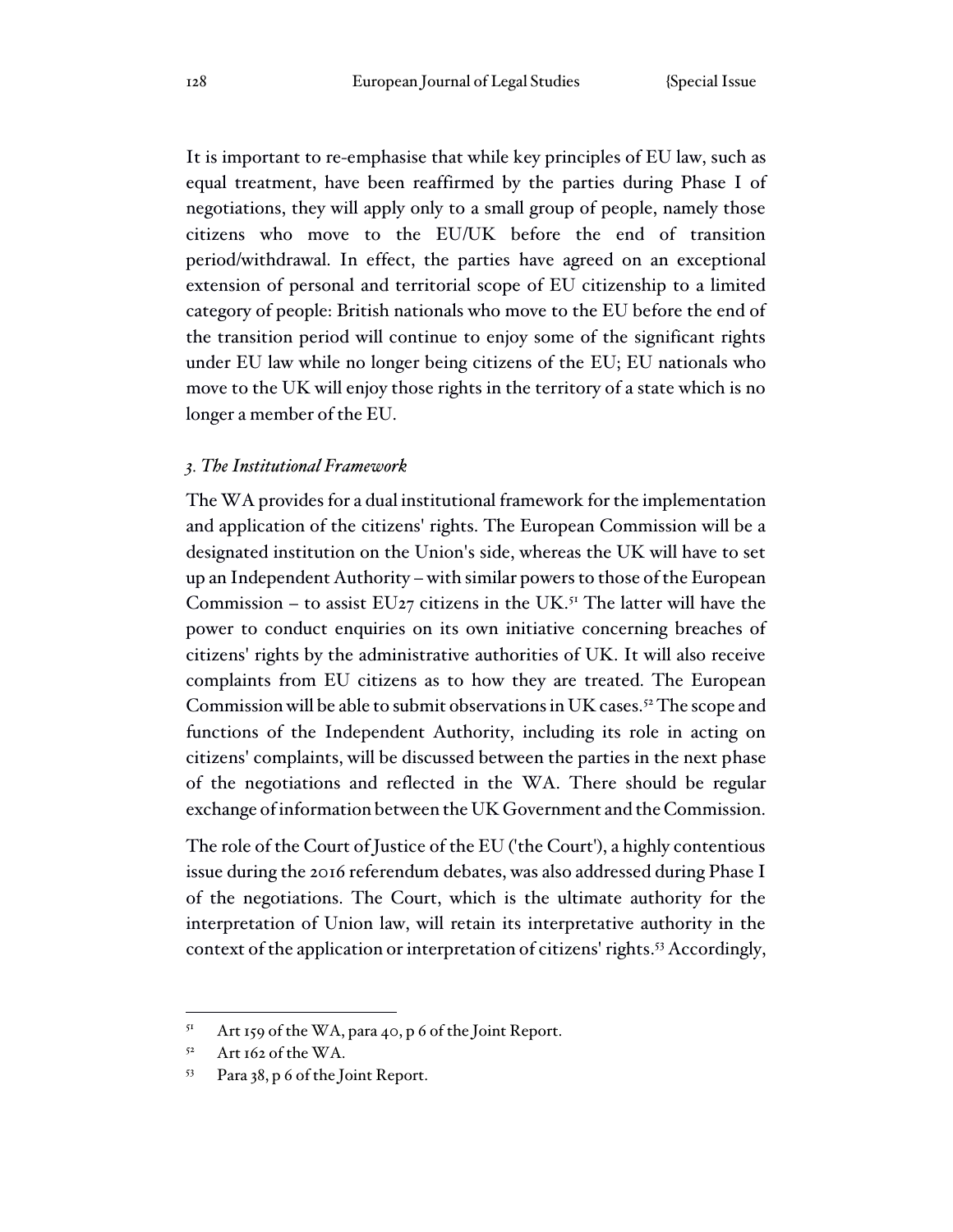It is important to re-emphasise that while key principles of EU law, such as equal treatment, have been reaffirmed by the parties during Phase I of negotiations, they will apply only to a small group of people, namely those citizens who move to the EU/UK before the end of transition period/withdrawal. In effect, the parties have agreed on an exceptional extension of personal and territorial scope of EU citizenship to a limited category of people: British nationals who move to the EU before the end of the transition period will continue to enjoy some of the significant rights under EU law while no longer being citizens of the EU; EU nationals who move to the UK will enjoy those rights in the territory of a state which is no longer a member of the EU.

### *3. The Institutional Framework*

The WA provides for a dual institutional framework for the implementation and application of the citizens' rights. The European Commission will be a designated institution on the Union's side, whereas the UK will have to set up an Independent Authority – with similar powers to those of the European Commission – to assist EU27 citizens in the UK.[51] The latter will have the power to conduct enquiries on its own initiative concerning breaches of citizens' rights by the administrative authorities of UK. It will also receive complaints from EU citizens as to how they are treated. The European Commission will be able to submit observations in UK cases.[52] The scope and functions of the Independent Authority, including its role in acting on citizens' complaints, will be discussed between the parties in the next phase of the negotiations and reflected in the WA. There should be regular exchange of information between the UK Government and the Commission.

The role of the Court of Justice of the EU ('the Court'), a highly contentious issue during the 2016 referendum debates, was also addressed during Phase I of the negotiations. The Court, which is the ultimate authority for the interpretation of Union law, will retain its interpretative authority in the context of the application or interpretation of citizens' rights.[53] Accordingly,

---

[51] Art 159 of the WA, para 40, p 6 of the Joint Report.

[52] Art 162 of the WA.

[53] Para 38, p 6 of the Joint Report.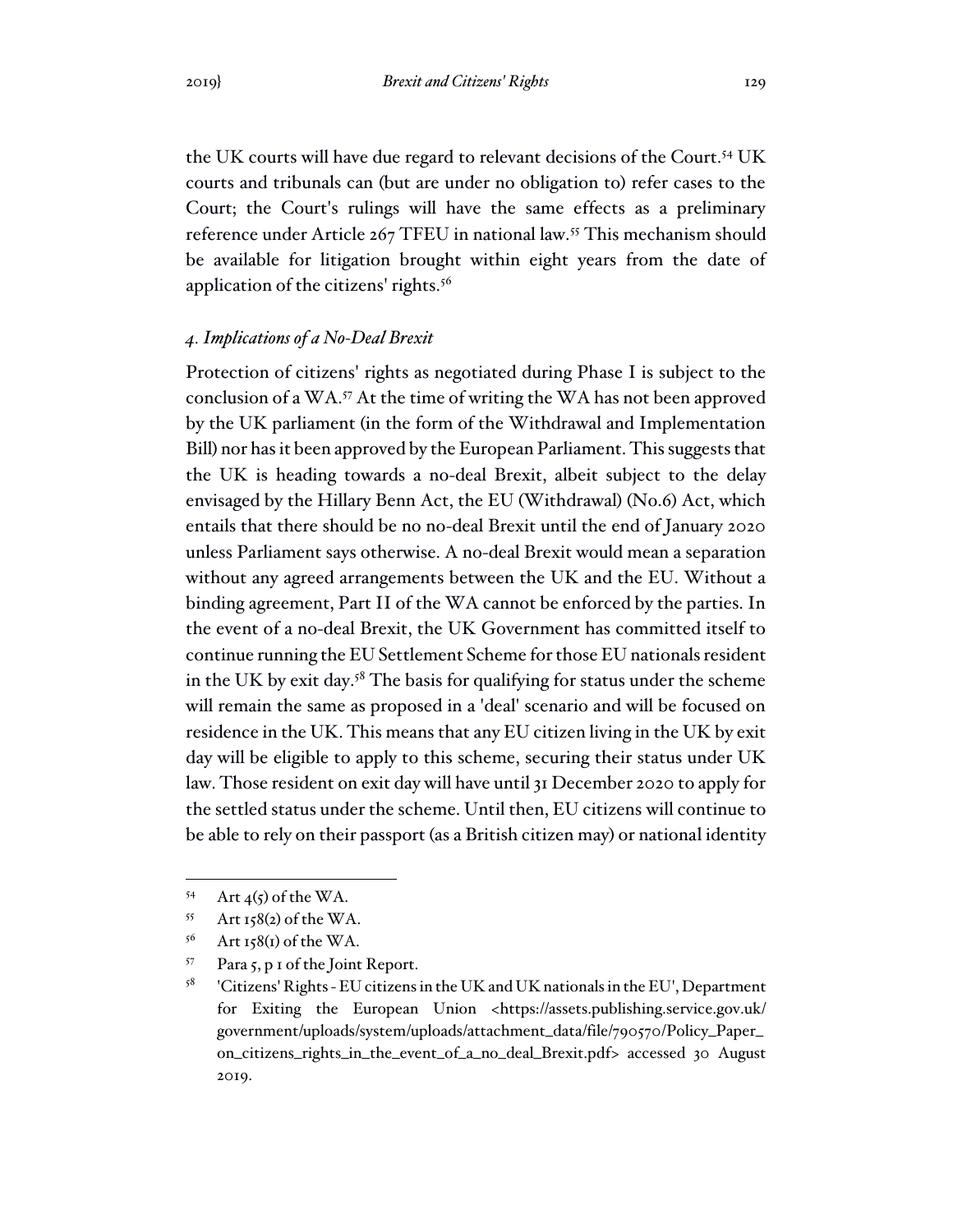the UK courts will have due regard to relevant decisions of the Court.[54] UK courts and tribunals can (but are under no obligation to) refer cases to the Court; the Court's rulings will have the same effects as a preliminary reference under Article 267 TFEU in national law.[55] This mechanism should be available for litigation brought within eight years from the date of application of the citizens' rights.[56]

### *4. Implications of a No-Deal Brexit*

Protection of citizens' rights as negotiated during Phase I is subject to the conclusion of a WA.[57] At the time of writing the WA has not been approved by the UK parliament (in the form of the Withdrawal and Implementation Bill) nor has it been approved by the European Parliament. This suggests that the UK is heading towards a no-deal Brexit, albeit subject to the delay envisaged by the Hillary Benn Act, the EU (Withdrawal) (No.6) Act, which entails that there should be no no-deal Brexit until the end of January 2020 unless Parliament says otherwise. A no-deal Brexit would mean a separation without any agreed arrangements between the UK and the EU. Without a binding agreement, Part II of the WA cannot be enforced by the parties. In the event of a no-deal Brexit, the UK Government has committed itself to continue running the EU Settlement Scheme for those EU nationals resident in the UK by exit day.[58] The basis for qualifying for status under the scheme will remain the same as proposed in a 'deal' scenario and will be focused on residence in the UK. This means that any EU citizen living in the UK by exit day will be eligible to apply to this scheme, securing their status under UK law. Those resident on exit day will have until 31 December 2020 to apply for the settled status under the scheme. Until then, EU citizens will continue to be able to rely on their passport (as a British citizen may) or national identity

---

[54] Art 4(5) of the WA.

[55] Art 158(2) of the WA.

[56] Art 158(1) of the WA.

[57] Para 5, p 1 of the Joint Report.

[58] 'Citizens' Rights - EU citizens in the UK and UK nationals in the EU', Department for Exiting the European Union <https://assets.publishing.service.gov.uk/government/uploads/system/uploads/attachment_data/file/790570/Policy_Paper_on_citizens_rights_in_the_event_of_a_no_deal_Brexit.pdf> accessed 30 August 2019.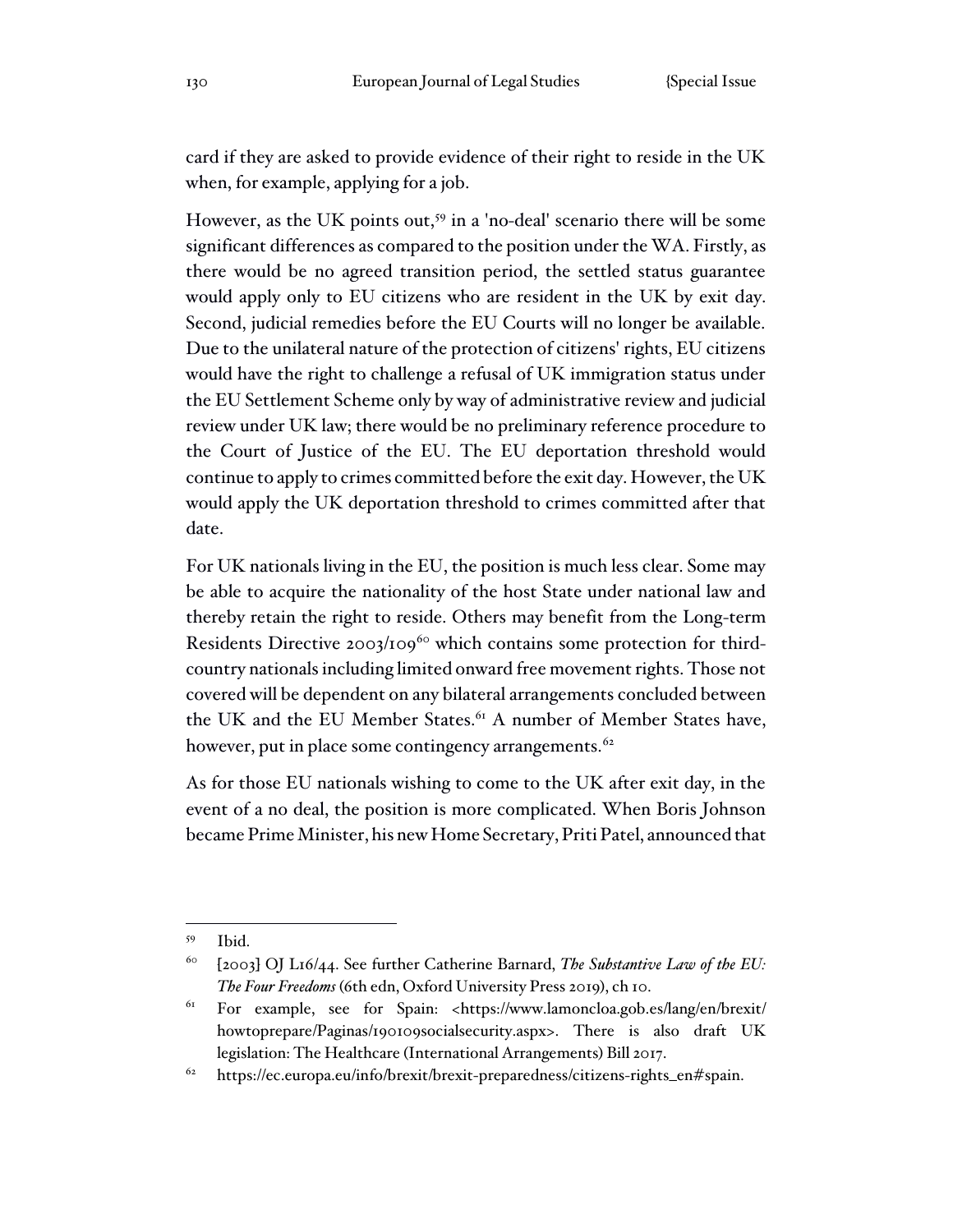card if they are asked to provide evidence of their right to reside in the UK when, for example, applying for a job.

However, as the UK points out,[59] in a 'no-deal' scenario there will be some significant differences as compared to the position under the WA. Firstly, as there would be no agreed transition period, the settled status guarantee would apply only to EU citizens who are resident in the UK by exit day. Second, judicial remedies before the EU Courts will no longer be available. Due to the unilateral nature of the protection of citizens' rights, EU citizens would have the right to challenge a refusal of UK immigration status under the EU Settlement Scheme only by way of administrative review and judicial review under UK law; there would be no preliminary reference procedure to the Court of Justice of the EU. The EU deportation threshold would continue to apply to crimes committed before the exit day. However, the UK would apply the UK deportation threshold to crimes committed after that date.

For UK nationals living in the EU, the position is much less clear. Some may be able to acquire the nationality of the host State under national law and thereby retain the right to reside. Others may benefit from the Long-term Residents Directive 2003/109[60] which contains some protection for third-country nationals including limited onward free movement rights. Those not covered will be dependent on any bilateral arrangements concluded between the UK and the EU Member States.[61] A number of Member States have, however, put in place some contingency arrangements.[62]

As for those EU nationals wishing to come to the UK after exit day, in the event of a no deal, the position is more complicated. When Boris Johnson became Prime Minister, his new Home Secretary, Priti Patel, announced that

---

[59] Ibid.

[60] [2003] OJ L16/44. See further Catherine Barnard, *The Substantive Law of the EU: The Four Freedoms* (6th edn, Oxford University Press 2019), ch 10.

[61] For example, see for Spain: <https://www.lamoncloa.gob.es/lang/en/brexit/howtoprepare/Paginas/190109socialsecurity.aspx>. There is also draft UK legislation: The Healthcare (International Arrangements) Bill 2017.

[62] https://ec.europa.eu/info/brexit/brexit-preparedness/citizens-rights_en#spain.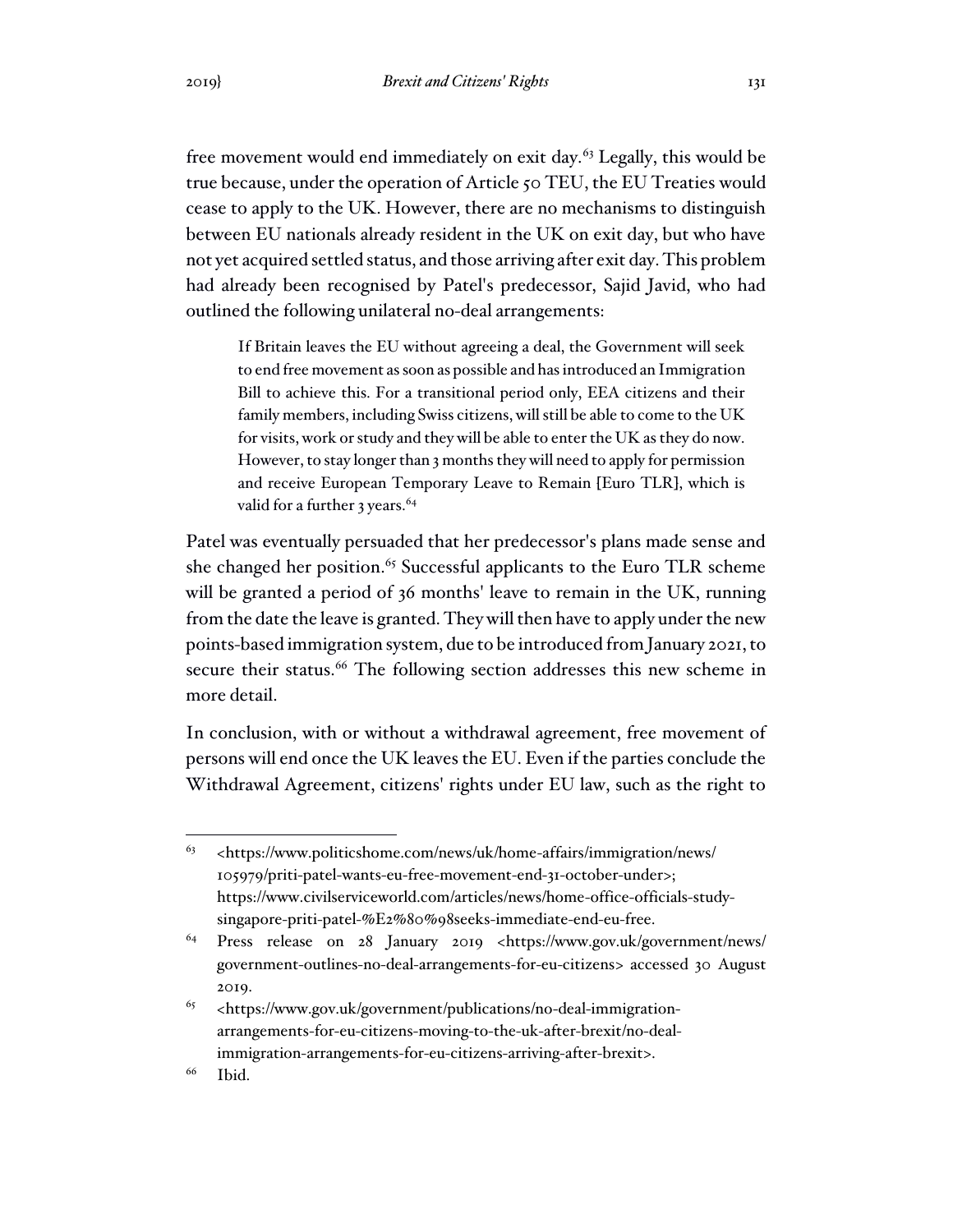free movement would end immediately on exit day.[63] Legally, this would be true because, under the operation of Article 50 TEU, the EU Treaties would cease to apply to the UK. However, there are no mechanisms to distinguish between EU nationals already resident in the UK on exit day, but who have not yet acquired settled status, and those arriving after exit day. This problem had already been recognised by Patel's predecessor, Sajid Javid, who had outlined the following unilateral no-deal arrangements:

> If Britain leaves the EU without agreeing a deal, the Government will seek to end free movement as soon as possible and has introduced an Immigration Bill to achieve this. For a transitional period only, EEA citizens and their family members, including Swiss citizens, will still be able to come to the UK for visits, work or study and they will be able to enter the UK as they do now. However, to stay longer than 3 months they will need to apply for permission and receive European Temporary Leave to Remain [Euro TLR], which is valid for a further 3 years.[64]

Patel was eventually persuaded that her predecessor's plans made sense and she changed her position.[65] Successful applicants to the Euro TLR scheme will be granted a period of 36 months' leave to remain in the UK, running from the date the leave is granted. They will then have to apply under the new points-based immigration system, due to be introduced from January 2021, to secure their status.[66] The following section addresses this new scheme in more detail.

In conclusion, with or without a withdrawal agreement, free movement of persons will end once the UK leaves the EU. Even if the parties conclude the Withdrawal Agreement, citizens' rights under EU law, such as the right to

---

[63] <https://www.politicshome.com/news/uk/home-affairs/immigration/news/105979/priti-patel-wants-eu-free-movement-end-31-october-under>; https://www.civilserviceworld.com/articles/news/home-office-officials-study-singapore-priti-patel-%E2%80%98seeks-immediate-end-eu-free.

[64] Press release on 28 January 2019 <https://www.gov.uk/government/news/government-outlines-no-deal-arrangements-for-eu-citizens> accessed 30 August 2019.

[65] <https://www.gov.uk/government/publications/no-deal-immigration-arrangements-for-eu-citizens-moving-to-the-uk-after-brexit/no-deal-immigration-arrangements-for-eu-citizens-arriving-after-brexit>.

[66] Ibid.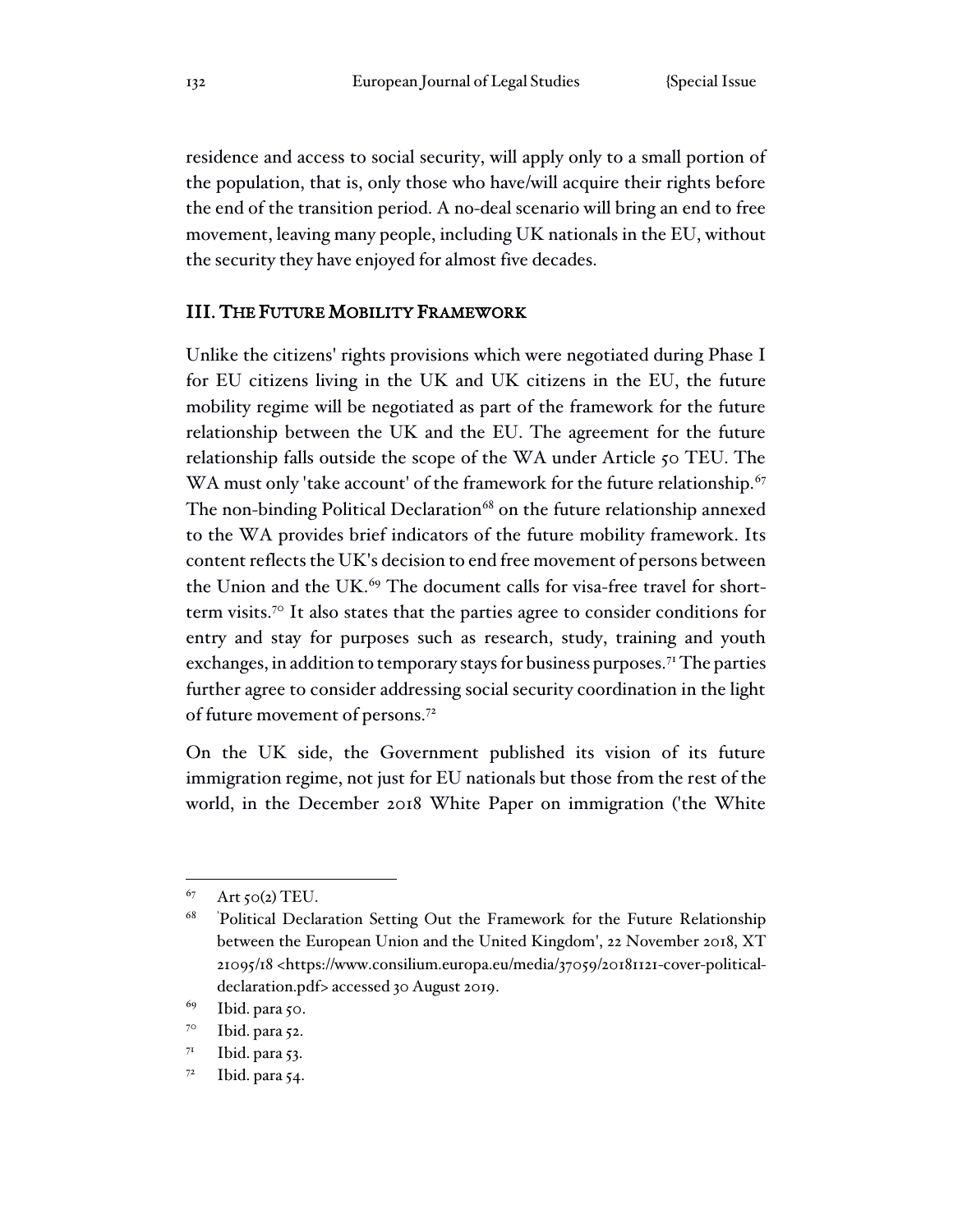residence and access to social security, will apply only to a small portion of the population, that is, only those who have/will acquire their rights before the end of the transition period. A no-deal scenario will bring an end to free movement, leaving many people, including UK nationals in the EU, without the security they have enjoyed for almost five decades.

## III. The Future Mobility Framework

Unlike the citizens' rights provisions which were negotiated during Phase I for EU citizens living in the UK and UK citizens in the EU, the future mobility regime will be negotiated as part of the framework for the future relationship between the UK and the EU. The agreement for the future relationship falls outside the scope of the WA under Article 50 TEU. The WA must only 'take account' of the framework for the future relationship.[67] The non-binding Political Declaration[68] on the future relationship annexed to the WA provides brief indicators of the future mobility framework. Its content reflects the UK's decision to end free movement of persons between the Union and the UK.[69] The document calls for visa-free travel for short-term visits.[70] It also states that the parties agree to consider conditions for entry and stay for purposes such as research, study, training and youth exchanges, in addition to temporary stays for business purposes.[71] The parties further agree to consider addressing social security coordination in the light of future movement of persons.[72]

On the UK side, the Government published its vision of its future immigration regime, not just for EU nationals but those from the rest of the world, in the December 2018 White Paper on immigration ('the White

---

[67] Art 50(2) TEU.

[68] 'Political Declaration Setting Out the Framework for the Future Relationship between the European Union and the United Kingdom', 22 November 2018, XT 21095/18 <https://www.consilium.europa.eu/media/37059/20181121-cover-political-declaration.pdf> accessed 30 August 2019.

[69] Ibid. para 50.

[70] Ibid. para 52.

[71] Ibid. para 53.

[72] Ibid. para 54.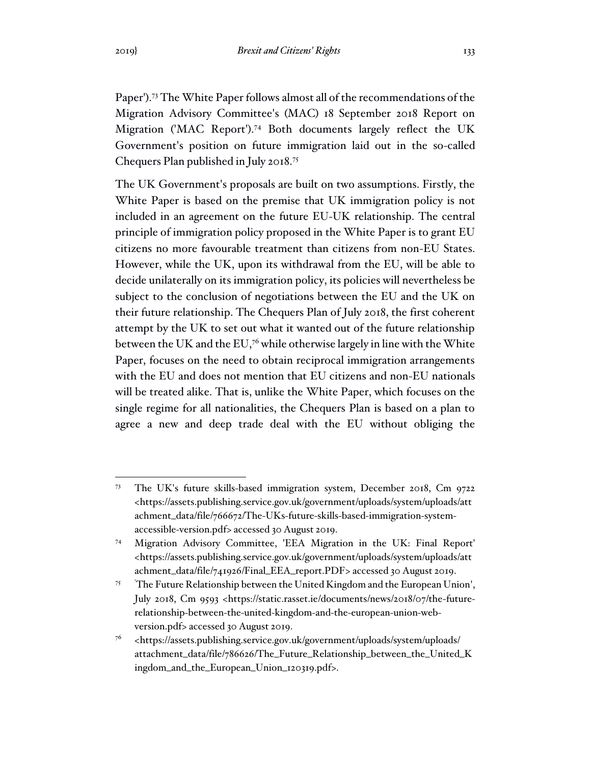Paper').[73] The White Paper follows almost all of the recommendations of the Migration Advisory Committee's (MAC) 18 September 2018 Report on Migration ('MAC Report').[74] Both documents largely reflect the UK Government's position on future immigration laid out in the so-called Chequers Plan published in July 2018.[75]

The UK Government's proposals are built on two assumptions. Firstly, the White Paper is based on the premise that UK immigration policy is not included in an agreement on the future EU-UK relationship. The central principle of immigration policy proposed in the White Paper is to grant EU citizens no more favourable treatment than citizens from non-EU States. However, while the UK, upon its withdrawal from the EU, will be able to decide unilaterally on its immigration policy, its policies will nevertheless be subject to the conclusion of negotiations between the EU and the UK on their future relationship. The Chequers Plan of July 2018, the first coherent attempt by the UK to set out what it wanted out of the future relationship between the UK and the EU,[76] while otherwise largely in line with the White Paper, focuses on the need to obtain reciprocal immigration arrangements with the EU and does not mention that EU citizens and non-EU nationals will be treated alike. That is, unlike the White Paper, which focuses on the single regime for all nationalities, the Chequers Plan is based on a plan to agree a new and deep trade deal with the EU without obliging the

---

[73] The UK's future skills-based immigration system, December 2018, Cm 9722 <https://assets.publishing.service.gov.uk/government/uploads/system/uploads/attachment_data/file/766672/The-UKs-future-skills-based-immigration-system-accessible-version.pdf> accessed 30 August 2019.

[74] Migration Advisory Committee, 'EEA Migration in the UK: Final Report' <https://assets.publishing.service.gov.uk/government/uploads/system/uploads/attachment_data/file/741926/Final_EEA_report.PDF> accessed 30 August 2019.

[75] 'The Future Relationship between the United Kingdom and the European Union', July 2018, Cm 9593 <https://static.rasset.ie/documents/news/2018/07/the-future-relationship-between-the-united-kingdom-and-the-european-union-web-version.pdf> accessed 30 August 2019.

[76] <https://assets.publishing.service.gov.uk/government/uploads/system/uploads/attachment_data/file/786626/The_Future_Relationship_between_the_United_Kingdom_and_the_European_Union_120319.pdf>.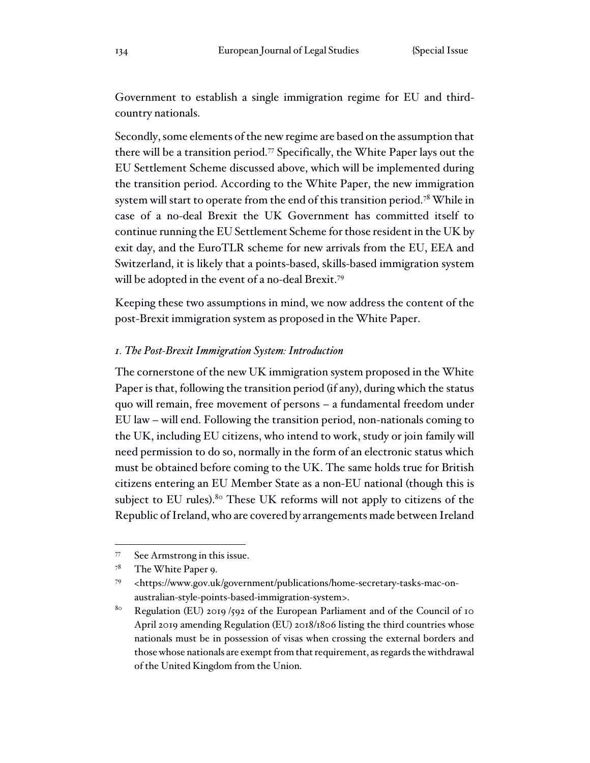Government to establish a single immigration regime for EU and third-country nationals.

Secondly, some elements of the new regime are based on the assumption that there will be a transition period.[77] Specifically, the White Paper lays out the EU Settlement Scheme discussed above, which will be implemented during the transition period. According to the White Paper, the new immigration system will start to operate from the end of this transition period.[78] While in case of a no-deal Brexit the UK Government has committed itself to continue running the EU Settlement Scheme for those resident in the UK by exit day, and the EuroTLR scheme for new arrivals from the EU, EEA and Switzerland, it is likely that a points-based, skills-based immigration system will be adopted in the event of a no-deal Brexit.[79]

Keeping these two assumptions in mind, we now address the content of the post-Brexit immigration system as proposed in the White Paper.

### *1. The Post-Brexit Immigration System: Introduction*

The cornerstone of the new UK immigration system proposed in the White Paper is that, following the transition period (if any), during which the status quo will remain, free movement of persons – a fundamental freedom under EU law – will end. Following the transition period, non-nationals coming to the UK, including EU citizens, who intend to work, study or join family will need permission to do so, normally in the form of an electronic status which must be obtained before coming to the UK. The same holds true for British citizens entering an EU Member State as a non-EU national (though this is subject to EU rules).[80] These UK reforms will not apply to citizens of the Republic of Ireland, who are covered by arrangements made between Ireland

---

[77] See Armstrong in this issue.

[78] The White Paper 9.

[79] <https://www.gov.uk/government/publications/home-secretary-tasks-mac-on-australian-style-points-based-immigration-system>.

[80] Regulation (EU) 2019 /592 of the European Parliament and of the Council of 10 April 2019 amending Regulation (EU) 2018/1806 listing the third countries whose nationals must be in possession of visas when crossing the external borders and those whose nationals are exempt from that requirement, as regards the withdrawal of the United Kingdom from the Union.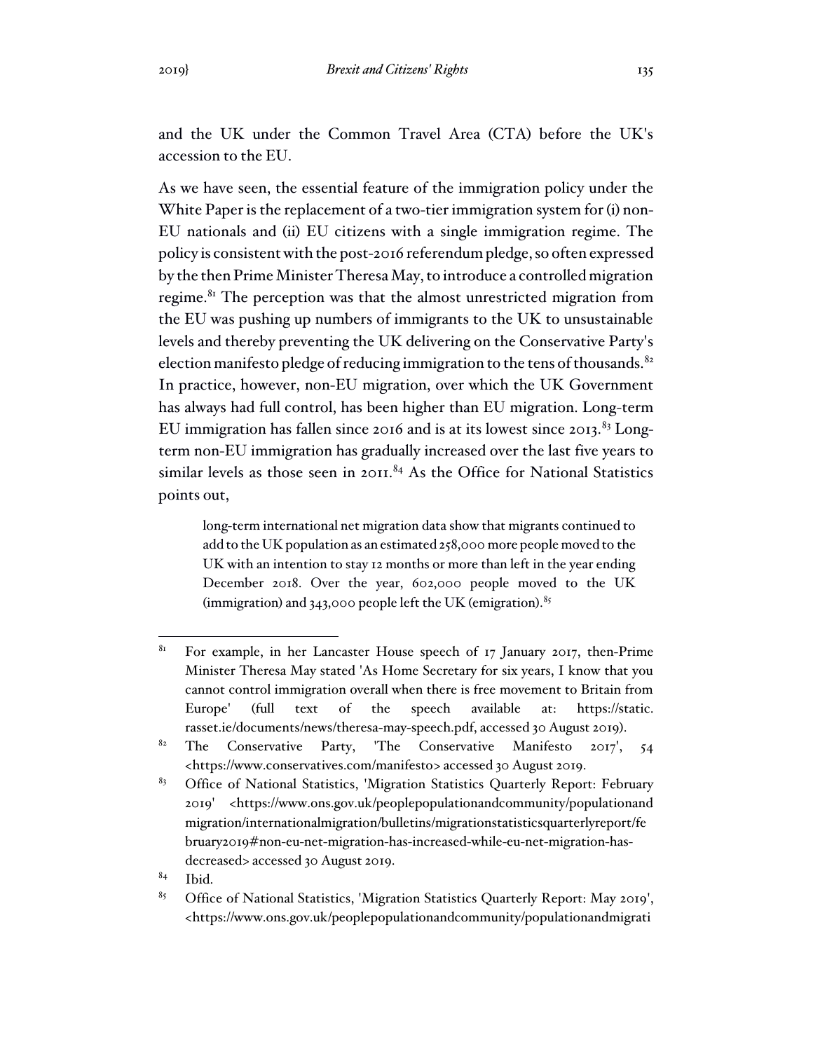and the UK under the Common Travel Area (CTA) before the UK's accession to the EU.

As we have seen, the essential feature of the immigration policy under the White Paper is the replacement of a two-tier immigration system for (i) non-EU nationals and (ii) EU citizens with a single immigration regime. The policy is consistent with the post-2016 referendum pledge, so often expressed by the then Prime Minister Theresa May, to introduce a controlled migration regime.[81] The perception was that the almost unrestricted migration from the EU was pushing up numbers of immigrants to the UK to unsustainable levels and thereby preventing the UK delivering on the Conservative Party's election manifesto pledge of reducing immigration to the tens of thousands.[82] In practice, however, non-EU migration, over which the UK Government has always had full control, has been higher than EU migration. Long-term EU immigration has fallen since 2016 and is at its lowest since 2013.[83] Long-term non-EU immigration has gradually increased over the last five years to similar levels as those seen in 2011.[84] As the Office for National Statistics points out,

> long-term international net migration data show that migrants continued to add to the UK population as an estimated 258,000 more people moved to the UK with an intention to stay 12 months or more than left in the year ending December 2018. Over the year, 602,000 people moved to the UK (immigration) and 343,000 people left the UK (emigration).[85]

---

[81] For example, in her Lancaster House speech of 17 January 2017, then-Prime Minister Theresa May stated 'As Home Secretary for six years, I know that you cannot control immigration overall when there is free movement to Britain from Europe' (full text of the speech available at: https://static.rasset.ie/documents/news/theresa-may-speech.pdf, accessed 30 August 2019).

[82] The Conservative Party, 'The Conservative Manifesto 2017', 54 <https://www.conservatives.com/manifesto> accessed 30 August 2019.

[83] Office of National Statistics, 'Migration Statistics Quarterly Report: February 2019' <https://www.ons.gov.uk/peoplepopulationandcommunity/populationandmigration/internationalmigration/bulletins/migrationstatisticsquarterlyreport/february2019#non-eu-net-migration-has-increased-while-eu-net-migration-has-decreased> accessed 30 August 2019.

[84] Ibid.

[85] Office of National Statistics, 'Migration Statistics Quarterly Report: May 2019', <https://www.ons.gov.uk/peoplepopulationandcommunity/populationandmigrati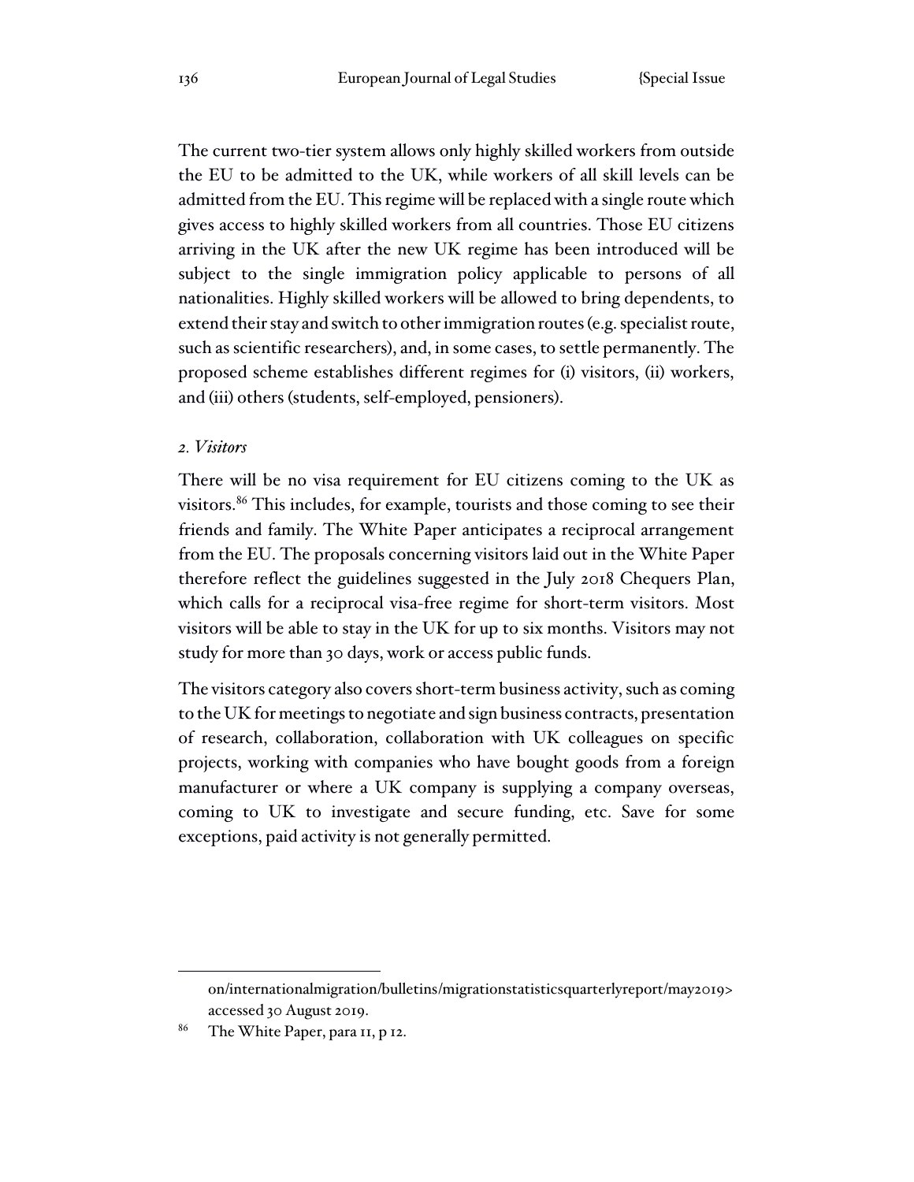The current two-tier system allows only highly skilled workers from outside the EU to be admitted to the UK, while workers of all skill levels can be admitted from the EU. This regime will be replaced with a single route which gives access to highly skilled workers from all countries. Those EU citizens arriving in the UK after the new UK regime has been introduced will be subject to the single immigration policy applicable to persons of all nationalities. Highly skilled workers will be allowed to bring dependents, to extend their stay and switch to other immigration routes (e.g. specialist route, such as scientific researchers), and, in some cases, to settle permanently. The proposed scheme establishes different regimes for (i) visitors, (ii) workers, and (iii) others (students, self-employed, pensioners).

*2. Visitors*

There will be no visa requirement for EU citizens coming to the UK as visitors.[86] This includes, for example, tourists and those coming to see their friends and family. The White Paper anticipates a reciprocal arrangement from the EU. The proposals concerning visitors laid out in the White Paper therefore reflect the guidelines suggested in the July 2018 Chequers Plan, which calls for a reciprocal visa-free regime for short-term visitors. Most visitors will be able to stay in the UK for up to six months. Visitors may not study for more than 30 days, work or access public funds.

The visitors category also covers short-term business activity, such as coming to the UK for meetings to negotiate and sign business contracts, presentation of research, collaboration, collaboration with UK colleagues on specific projects, working with companies who have bought goods from a foreign manufacturer or where a UK company is supplying a company overseas, coming to UK to investigate and secure funding, etc. Save for some exceptions, paid activity is not generally permitted.

on/internationalmigration/bulletins/migrationstatisticsquarterlyreport/may2019> accessed 30 August 2019.

[86] The White Paper, para 11, p 12.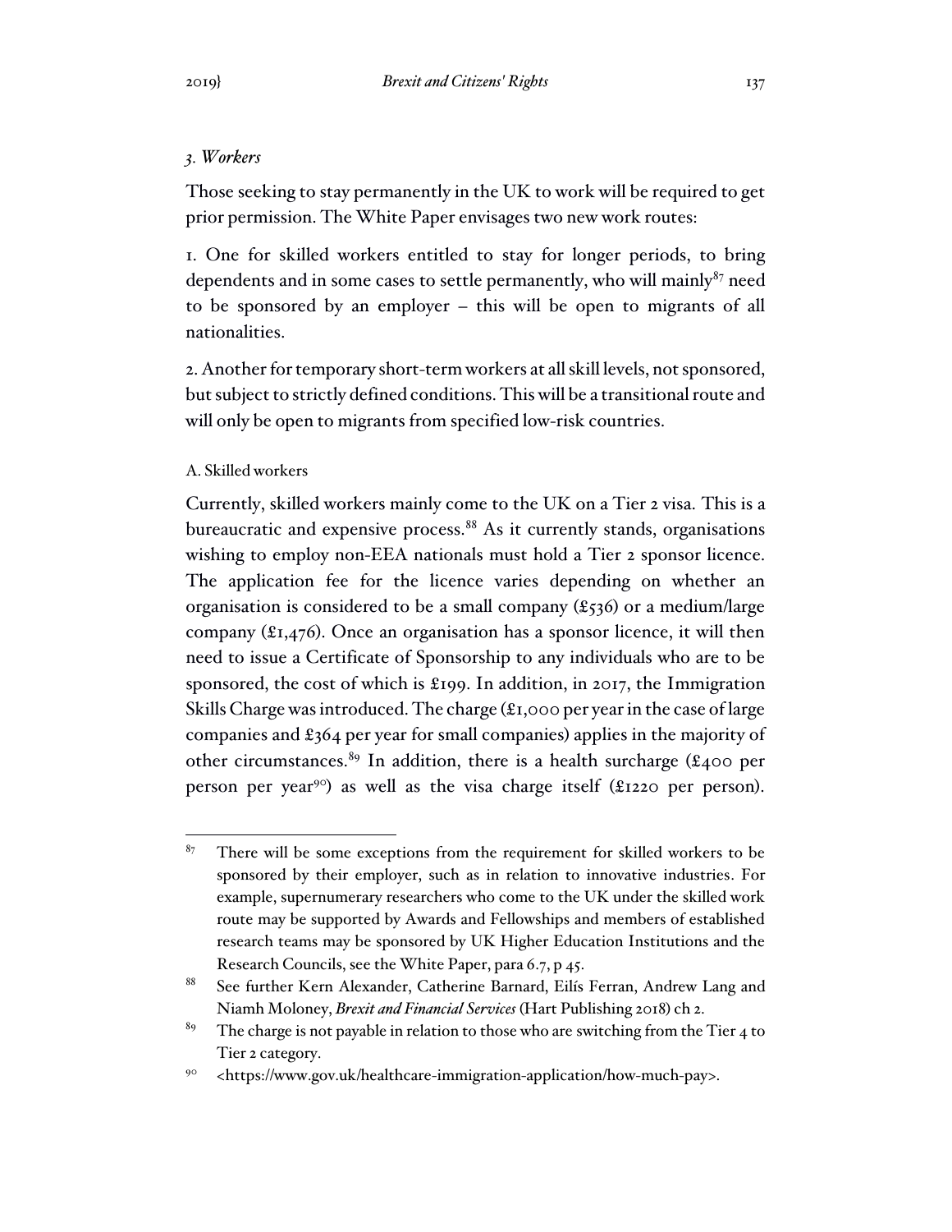### *3. Workers*

Those seeking to stay permanently in the UK to work will be required to get prior permission. The White Paper envisages two new work routes:

1. One for skilled workers entitled to stay for longer periods, to bring dependents and in some cases to settle permanently, who will mainly[87] need to be sponsored by an employer – this will be open to migrants of all nationalities.

2. Another for temporary short-term workers at all skill levels, not sponsored, but subject to strictly defined conditions. This will be a transitional route and will only be open to migrants from specified low-risk countries.

#### A. Skilled workers

Currently, skilled workers mainly come to the UK on a Tier 2 visa. This is a bureaucratic and expensive process.[88] As it currently stands, organisations wishing to employ non-EEA nationals must hold a Tier 2 sponsor licence. The application fee for the licence varies depending on whether an organisation is considered to be a small company (£536) or a medium/large company (£1,476). Once an organisation has a sponsor licence, it will then need to issue a Certificate of Sponsorship to any individuals who are to be sponsored, the cost of which is £199. In addition, in 2017, the Immigration Skills Charge was introduced. The charge (£1,000 per year in the case of large companies and £364 per year for small companies) applies in the majority of other circumstances.[89] In addition, there is a health surcharge (£400 per person per year[90]) as well as the visa charge itself (£1220 per person).

---

[87] There will be some exceptions from the requirement for skilled workers to be sponsored by their employer, such as in relation to innovative industries. For example, supernumerary researchers who come to the UK under the skilled work route may be supported by Awards and Fellowships and members of established research teams may be sponsored by UK Higher Education Institutions and the Research Councils, see the White Paper, para 6.7, p 45.

[88] See further Kern Alexander, Catherine Barnard, Eilís Ferran, Andrew Lang and Niamh Moloney, *Brexit and Financial Services* (Hart Publishing 2018) ch 2.

[89] The charge is not payable in relation to those who are switching from the Tier 4 to Tier 2 category.

[90] <https://www.gov.uk/healthcare-immigration-application/how-much-pay>.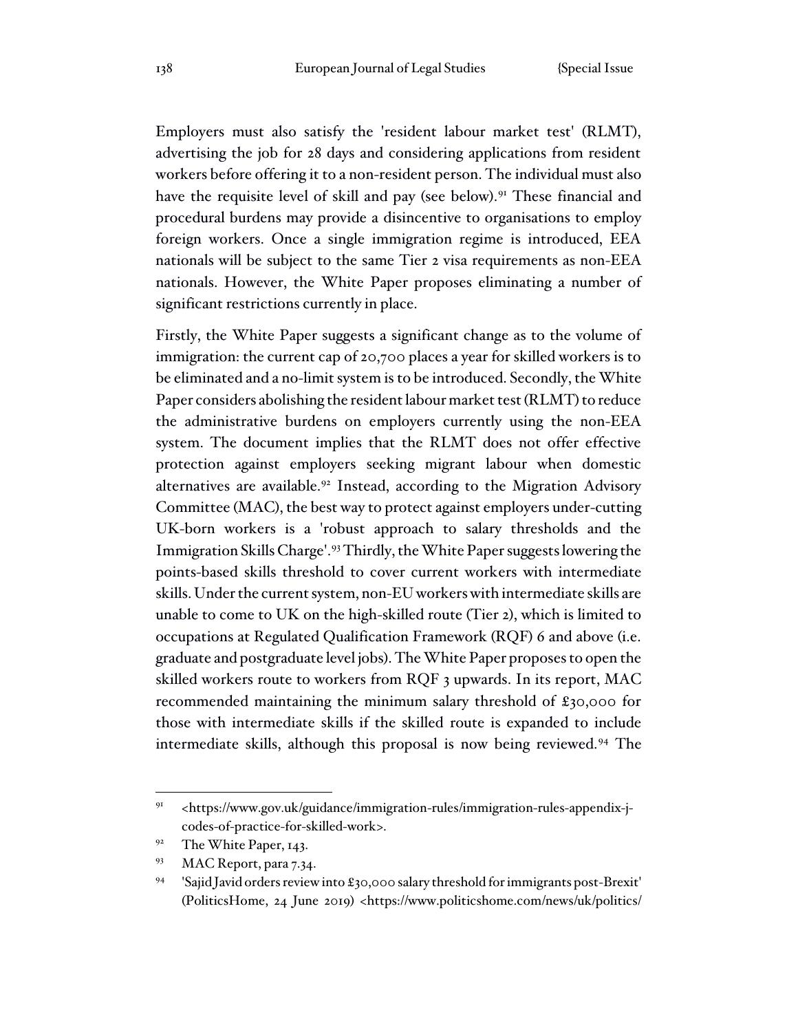Employers must also satisfy the 'resident labour market test' (RLMT), advertising the job for 28 days and considering applications from resident workers before offering it to a non-resident person. The individual must also have the requisite level of skill and pay (see below).[91] These financial and procedural burdens may provide a disincentive to organisations to employ foreign workers. Once a single immigration regime is introduced, EEA nationals will be subject to the same Tier 2 visa requirements as non-EEA nationals. However, the White Paper proposes eliminating a number of significant restrictions currently in place.

Firstly, the White Paper suggests a significant change as to the volume of immigration: the current cap of 20,700 places a year for skilled workers is to be eliminated and a no-limit system is to be introduced. Secondly, the White Paper considers abolishing the resident labour market test (RLMT) to reduce the administrative burdens on employers currently using the non-EEA system. The document implies that the RLMT does not offer effective protection against employers seeking migrant labour when domestic alternatives are available.[92] Instead, according to the Migration Advisory Committee (MAC), the best way to protect against employers under-cutting UK-born workers is a 'robust approach to salary thresholds and the Immigration Skills Charge'.[93] Thirdly, the White Paper suggests lowering the points-based skills threshold to cover current workers with intermediate skills. Under the current system, non-EU workers with intermediate skills are unable to come to UK on the high-skilled route (Tier 2), which is limited to occupations at Regulated Qualification Framework (RQF) 6 and above (i.e. graduate and postgraduate level jobs). The White Paper proposes to open the skilled workers route to workers from RQF 3 upwards. In its report, MAC recommended maintaining the minimum salary threshold of £30,000 for those with intermediate skills if the skilled route is expanded to include intermediate skills, although this proposal is now being reviewed.[94] The

---

[91] <https://www.gov.uk/guidance/immigration-rules/immigration-rules-appendix-j-codes-of-practice-for-skilled-work>.

[92] The White Paper, 143.

[93] MAC Report, para 7.34.

[94] 'Sajid Javid orders review into £30,000 salary threshold for immigrants post-Brexit' (PoliticsHome, 24 June 2019) <https://www.politicshome.com/news/uk/politics/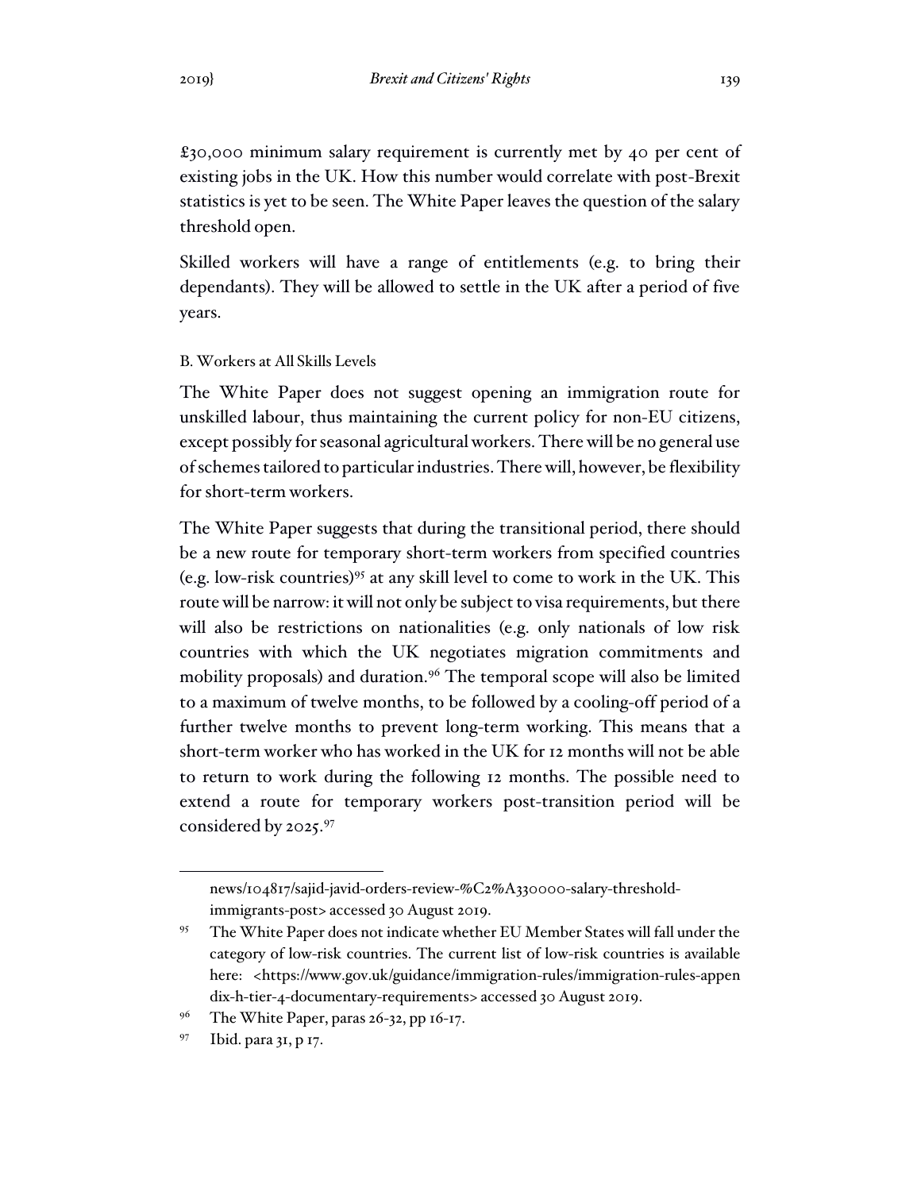£30,000 minimum salary requirement is currently met by 40 per cent of existing jobs in the UK. How this number would correlate with post-Brexit statistics is yet to be seen. The White Paper leaves the question of the salary threshold open.

Skilled workers will have a range of entitlements (e.g. to bring their dependants). They will be allowed to settle in the UK after a period of five years.

### B. Workers at All Skills Levels

The White Paper does not suggest opening an immigration route for unskilled labour, thus maintaining the current policy for non-EU citizens, except possibly for seasonal agricultural workers. There will be no general use of schemes tailored to particular industries. There will, however, be flexibility for short-term workers.

The White Paper suggests that during the transitional period, there should be a new route for temporary short-term workers from specified countries (e.g. low-risk countries)[95] at any skill level to come to work in the UK. This route will be narrow: it will not only be subject to visa requirements, but there will also be restrictions on nationalities (e.g. only nationals of low risk countries with which the UK negotiates migration commitments and mobility proposals) and duration.[96] The temporal scope will also be limited to a maximum of twelve months, to be followed by a cooling-off period of a further twelve months to prevent long-term working. This means that a short-term worker who has worked in the UK for 12 months will not be able to return to work during the following 12 months. The possible need to extend a route for temporary workers post-transition period will be considered by 2025.[97]

---

news/104817/sajid-javid-orders-review-%C2%A330000-salary-threshold-immigrants-post> accessed 30 August 2019.

[95] The White Paper does not indicate whether EU Member States will fall under the category of low-risk countries. The current list of low-risk countries is available here: <https://www.gov.uk/guidance/immigration-rules/immigration-rules-appendix-h-tier-4-documentary-requirements> accessed 30 August 2019.

[96] The White Paper, paras 26-32, pp 16-17.

[97] Ibid. para 31, p 17.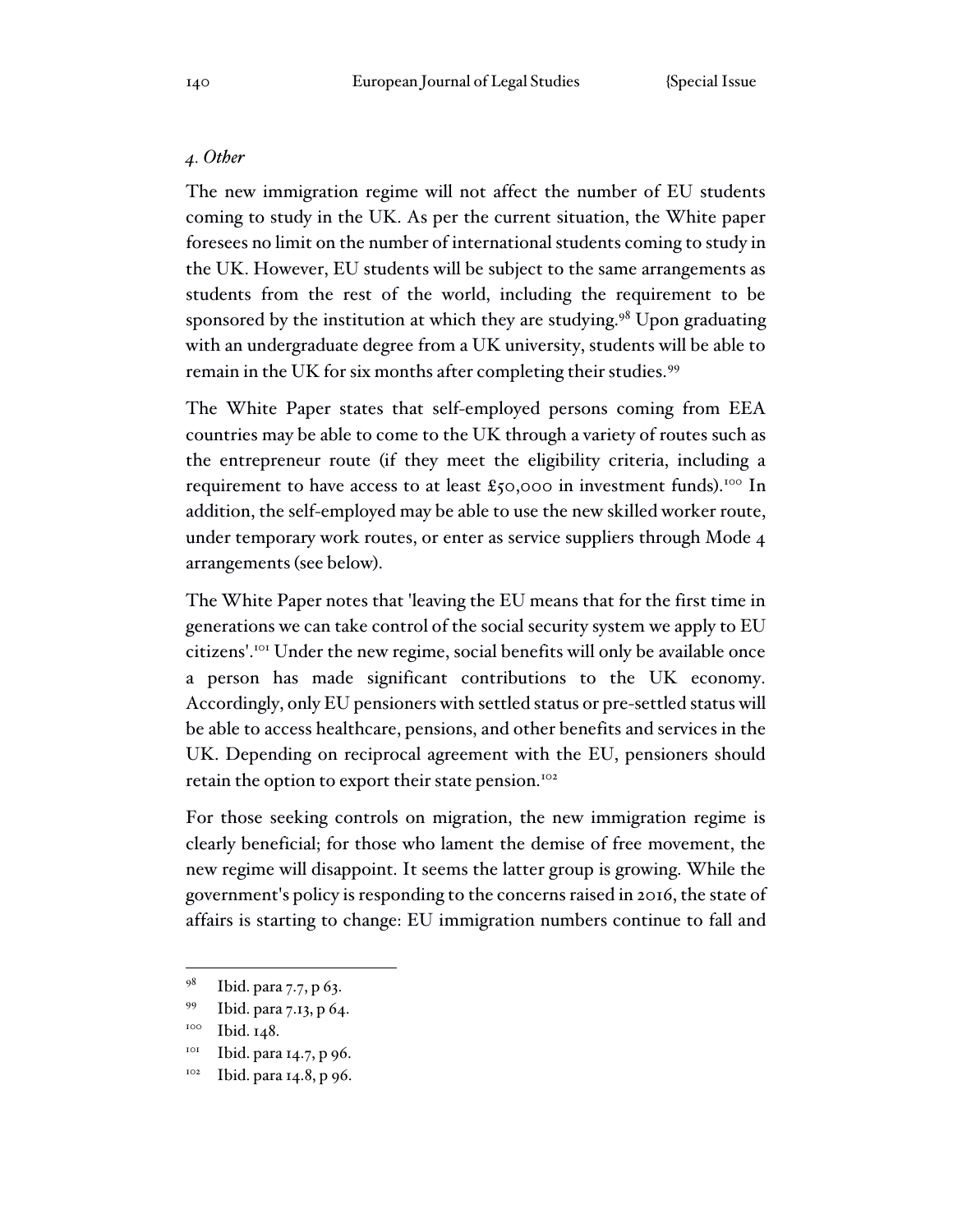### *4. Other*

The new immigration regime will not affect the number of EU students coming to study in the UK. As per the current situation, the White paper foresees no limit on the number of international students coming to study in the UK. However, EU students will be subject to the same arrangements as students from the rest of the world, including the requirement to be sponsored by the institution at which they are studying.[98] Upon graduating with an undergraduate degree from a UK university, students will be able to remain in the UK for six months after completing their studies.[99]

The White Paper states that self-employed persons coming from EEA countries may be able to come to the UK through a variety of routes such as the entrepreneur route (if they meet the eligibility criteria, including a requirement to have access to at least £50,000 in investment funds).[100] In addition, the self-employed may be able to use the new skilled worker route, under temporary work routes, or enter as service suppliers through Mode 4 arrangements (see below).

The White Paper notes that 'leaving the EU means that for the first time in generations we can take control of the social security system we apply to EU citizens'.[101] Under the new regime, social benefits will only be available once a person has made significant contributions to the UK economy. Accordingly, only EU pensioners with settled status or pre-settled status will be able to access healthcare, pensions, and other benefits and services in the UK. Depending on reciprocal agreement with the EU, pensioners should retain the option to export their state pension.[102]

For those seeking controls on migration, the new immigration regime is clearly beneficial; for those who lament the demise of free movement, the new regime will disappoint. It seems the latter group is growing. While the government's policy is responding to the concerns raised in 2016, the state of affairs is starting to change: EU immigration numbers continue to fall and

---

[98] Ibid. para 7.7, p 63.

[99] Ibid. para 7.13, p 64.

[100] Ibid. 148.

[101] Ibid. para 14.7, p 96.

[102] Ibid. para 14.8, p 96.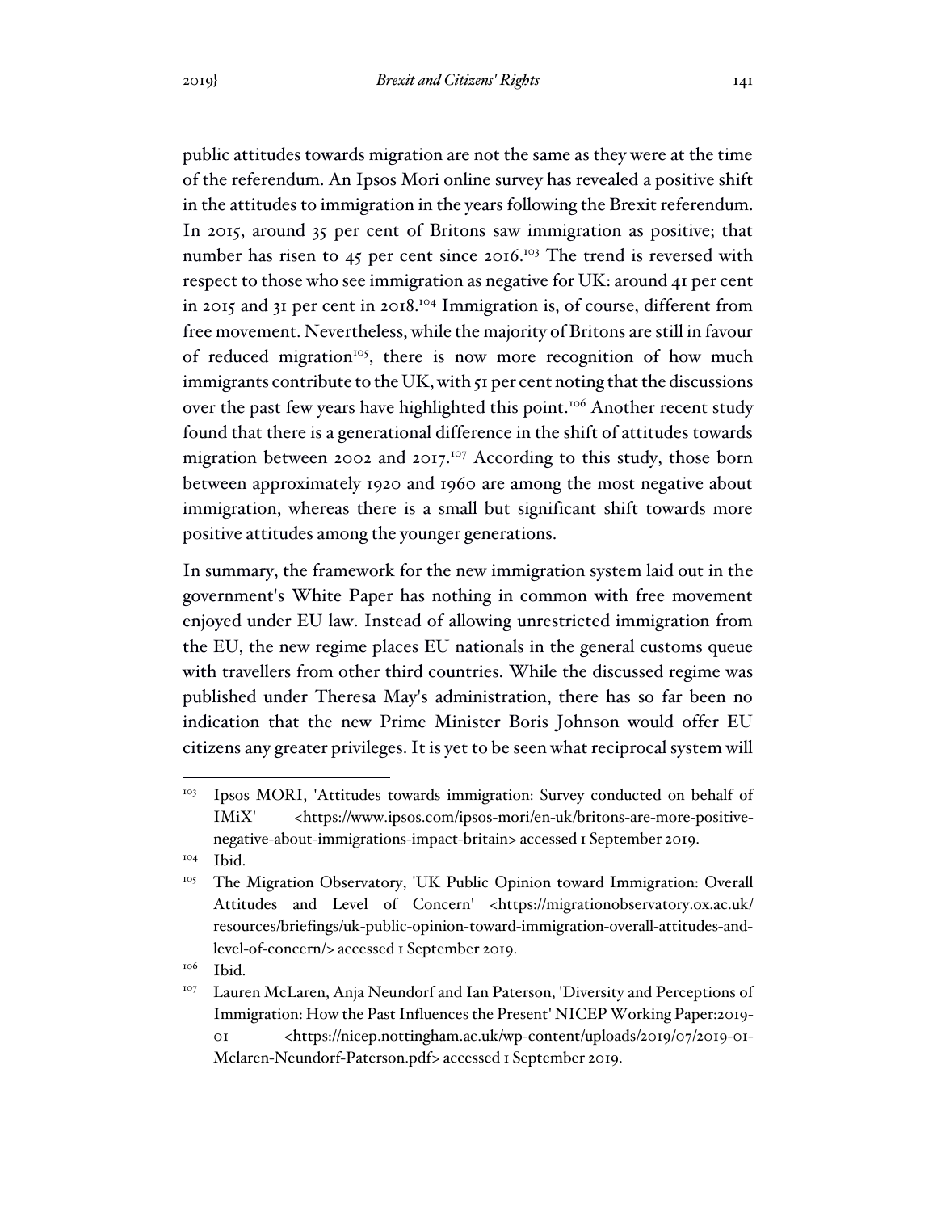public attitudes towards migration are not the same as they were at the time of the referendum. An Ipsos Mori online survey has revealed a positive shift in the attitudes to immigration in the years following the Brexit referendum. In 2015, around 35 per cent of Britons saw immigration as positive; that number has risen to 45 per cent since 2016.[103] The trend is reversed with respect to those who see immigration as negative for UK: around 41 per cent in 2015 and 31 per cent in 2018.[104] Immigration is, of course, different from free movement. Nevertheless, while the majority of Britons are still in favour of reduced migration[105], there is now more recognition of how much immigrants contribute to the UK, with 51 per cent noting that the discussions over the past few years have highlighted this point.[106] Another recent study found that there is a generational difference in the shift of attitudes towards migration between 2002 and 2017.[107] According to this study, those born between approximately 1920 and 1960 are among the most negative about immigration, whereas there is a small but significant shift towards more positive attitudes among the younger generations.

In summary, the framework for the new immigration system laid out in the government's White Paper has nothing in common with free movement enjoyed under EU law. Instead of allowing unrestricted immigration from the EU, the new regime places EU nationals in the general customs queue with travellers from other third countries. While the discussed regime was published under Theresa May's administration, there has so far been no indication that the new Prime Minister Boris Johnson would offer EU citizens any greater privileges. It is yet to be seen what reciprocal system will

---

[103] Ipsos MORI, 'Attitudes towards immigration: Survey conducted on behalf of IMiX' <https://www.ipsos.com/ipsos-mori/en-uk/britons-are-more-positive-negative-about-immigrations-impact-britain> accessed 1 September 2019.

[104] Ibid.

[105] The Migration Observatory, 'UK Public Opinion toward Immigration: Overall Attitudes and Level of Concern' <https://migrationobservatory.ox.ac.uk/resources/briefings/uk-public-opinion-toward-immigration-overall-attitudes-and-level-of-concern/> accessed 1 September 2019.

[106] Ibid.

[107] Lauren McLaren, Anja Neundorf and Ian Paterson, 'Diversity and Perceptions of Immigration: How the Past Influences the Present' NICEP Working Paper:2019-01 <https://nicep.nottingham.ac.uk/wp-content/uploads/2019/07/2019-01-Mclaren-Neundorf-Paterson.pdf> accessed 1 September 2019.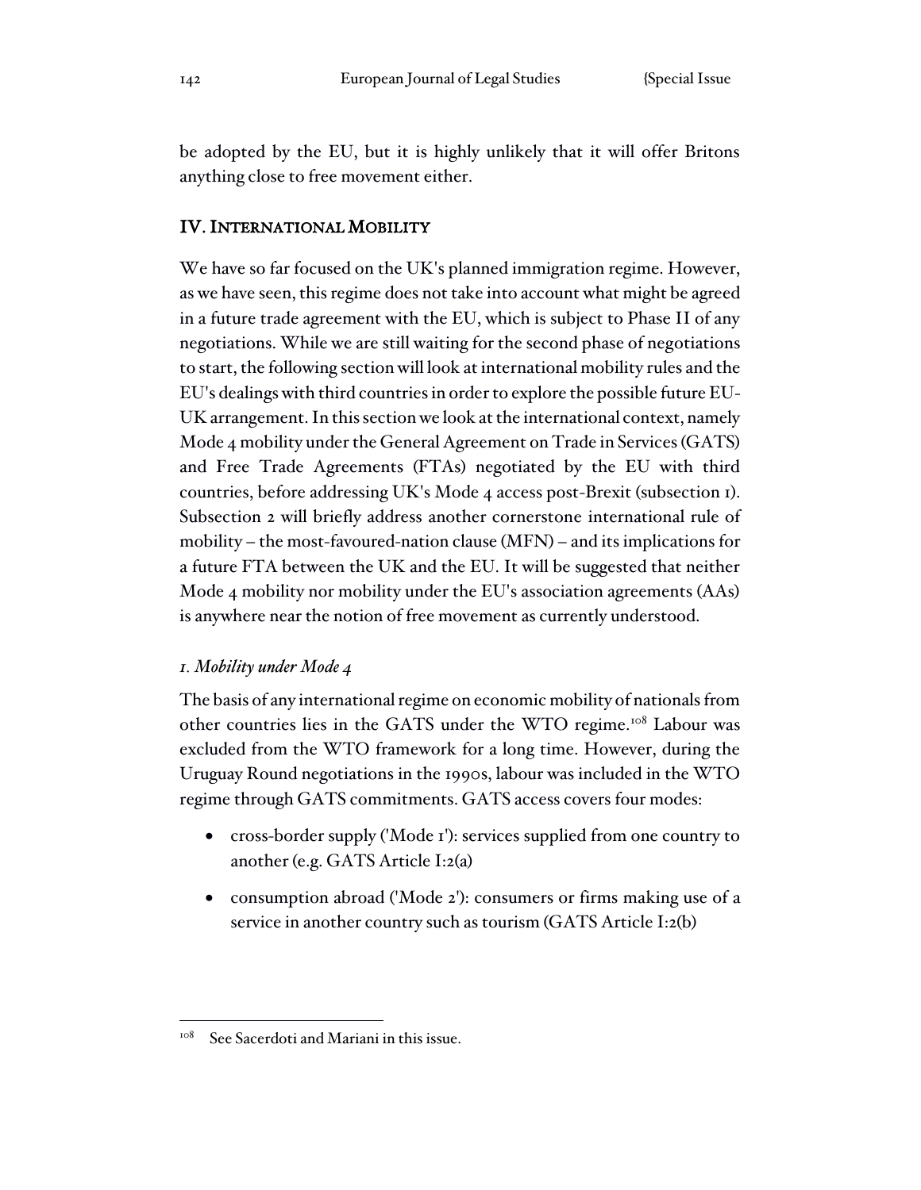be adopted by the EU, but it is highly unlikely that it will offer Britons anything close to free movement either.

## IV. International Mobility

We have so far focused on the UK's planned immigration regime. However, as we have seen, this regime does not take into account what might be agreed in a future trade agreement with the EU, which is subject to Phase II of any negotiations. While we are still waiting for the second phase of negotiations to start, the following section will look at international mobility rules and the EU's dealings with third countries in order to explore the possible future EU-UK arrangement. In this section we look at the international context, namely Mode 4 mobility under the General Agreement on Trade in Services (GATS) and Free Trade Agreements (FTAs) negotiated by the EU with third countries, before addressing UK's Mode 4 access post-Brexit (subsection 1). Subsection 2 will briefly address another cornerstone international rule of mobility – the most-favoured-nation clause (MFN) – and its implications for a future FTA between the UK and the EU. It will be suggested that neither Mode 4 mobility nor mobility under the EU's association agreements (AAs) is anywhere near the notion of free movement as currently understood.

### *1. Mobility under Mode 4*

The basis of any international regime on economic mobility of nationals from other countries lies in the GATS under the WTO regime.[108] Labour was excluded from the WTO framework for a long time. However, during the Uruguay Round negotiations in the 1990s, labour was included in the WTO regime through GATS commitments. GATS access covers four modes:

- cross-border supply ('Mode 1'): services supplied from one country to another (e.g. GATS Article I:2(a)
- consumption abroad ('Mode 2'): consumers or firms making use of a service in another country such as tourism (GATS Article I:2(b)

[108] See Sacerdoti and Mariani in this issue.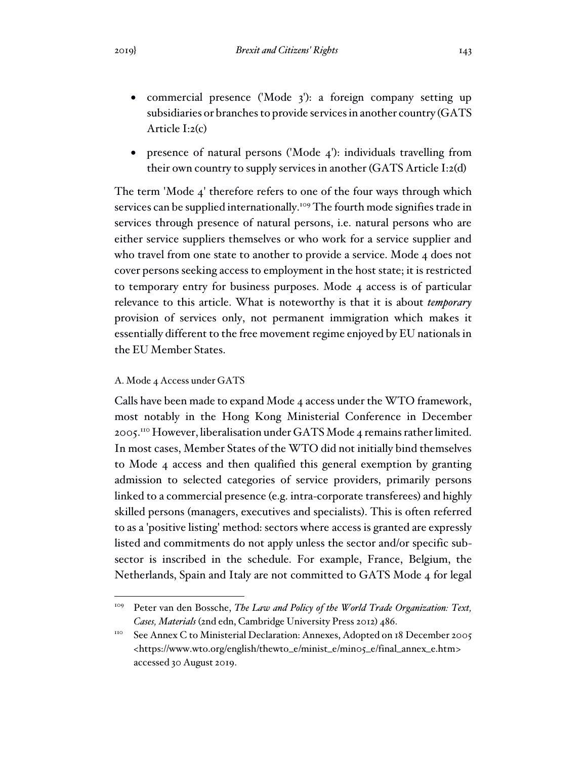- commercial presence ('Mode 3'): a foreign company setting up subsidiaries or branches to provide services in another country (GATS Article I:2(c)

- presence of natural persons ('Mode 4'): individuals travelling from their own country to supply services in another (GATS Article I:2(d)

The term 'Mode 4' therefore refers to one of the four ways through which services can be supplied internationally.[109] The fourth mode signifies trade in services through presence of natural persons, i.e. natural persons who are either service suppliers themselves or who work for a service supplier and who travel from one state to another to provide a service. Mode 4 does not cover persons seeking access to employment in the host state; it is restricted to temporary entry for business purposes. Mode 4 access is of particular relevance to this article. What is noteworthy is that it is about ***temporary*** provision of services only, not permanent immigration which makes it essentially different to the free movement regime enjoyed by EU nationals in the EU Member States.

### A. Mode 4 Access under GATS

Calls have been made to expand Mode 4 access under the WTO framework, most notably in the Hong Kong Ministerial Conference in December 2005.[110] However, liberalisation under GATS Mode 4 remains rather limited. In most cases, Member States of the WTO did not initially bind themselves to Mode 4 access and then qualified this general exemption by granting admission to selected categories of service providers, primarily persons linked to a commercial presence (e.g. intra-corporate transferees) and highly skilled persons (managers, executives and specialists). This is often referred to as a 'positive listing' method: sectors where access is granted are expressly listed and commitments do not apply unless the sector and/or specific sub-sector is inscribed in the schedule. For example, France, Belgium, the Netherlands, Spain and Italy are not committed to GATS Mode 4 for legal

---

[109] Peter van den Bossche, *The Law and Policy of the World Trade Organization: Text, Cases, Materials* (2nd edn, Cambridge University Press 2012) 486.

[110] See Annex C to Ministerial Declaration: Annexes, Adopted on 18 December 2005 <https://www.wto.org/english/thewto_e/minist_e/min05_e/final_annex_e.htm> accessed 30 August 2019.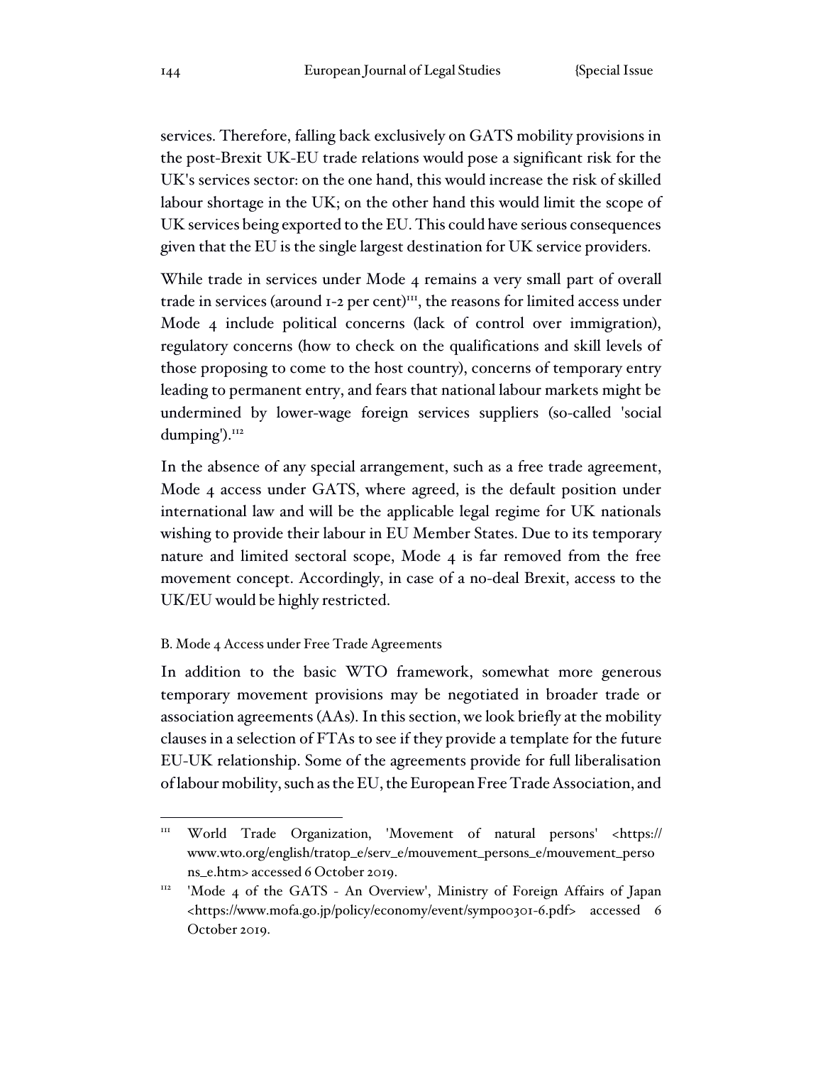services. Therefore, falling back exclusively on GATS mobility provisions in the post-Brexit UK-EU trade relations would pose a significant risk for the UK's services sector: on the one hand, this would increase the risk of skilled labour shortage in the UK; on the other hand this would limit the scope of UK services being exported to the EU. This could have serious consequences given that the EU is the single largest destination for UK service providers.

While trade in services under Mode 4 remains a very small part of overall trade in services (around 1-2 per cent)[111], the reasons for limited access under Mode 4 include political concerns (lack of control over immigration), regulatory concerns (how to check on the qualifications and skill levels of those proposing to come to the host country), concerns of temporary entry leading to permanent entry, and fears that national labour markets might be undermined by lower-wage foreign services suppliers (so-called 'social dumping').[112]

In the absence of any special arrangement, such as a free trade agreement, Mode 4 access under GATS, where agreed, is the default position under international law and will be the applicable legal regime for UK nationals wishing to provide their labour in EU Member States. Due to its temporary nature and limited sectoral scope, Mode 4 is far removed from the free movement concept. Accordingly, in case of a no-deal Brexit, access to the UK/EU would be highly restricted.

### B. Mode 4 Access under Free Trade Agreements

In addition to the basic WTO framework, somewhat more generous temporary movement provisions may be negotiated in broader trade or association agreements (AAs). In this section, we look briefly at the mobility clauses in a selection of FTAs to see if they provide a template for the future EU-UK relationship. Some of the agreements provide for full liberalisation of labour mobility, such as the EU, the European Free Trade Association, and

---

[111] World Trade Organization, 'Movement of natural persons' <https://www.wto.org/english/tratop_e/serv_e/mouvement_persons_e/mouvement_persons_e.htm> accessed 6 October 2019.

[112] 'Mode 4 of the GATS - An Overview', Ministry of Foreign Affairs of Japan <https://www.mofa.go.jp/policy/economy/event/symp00301-6.pdf> accessed 6 October 2019.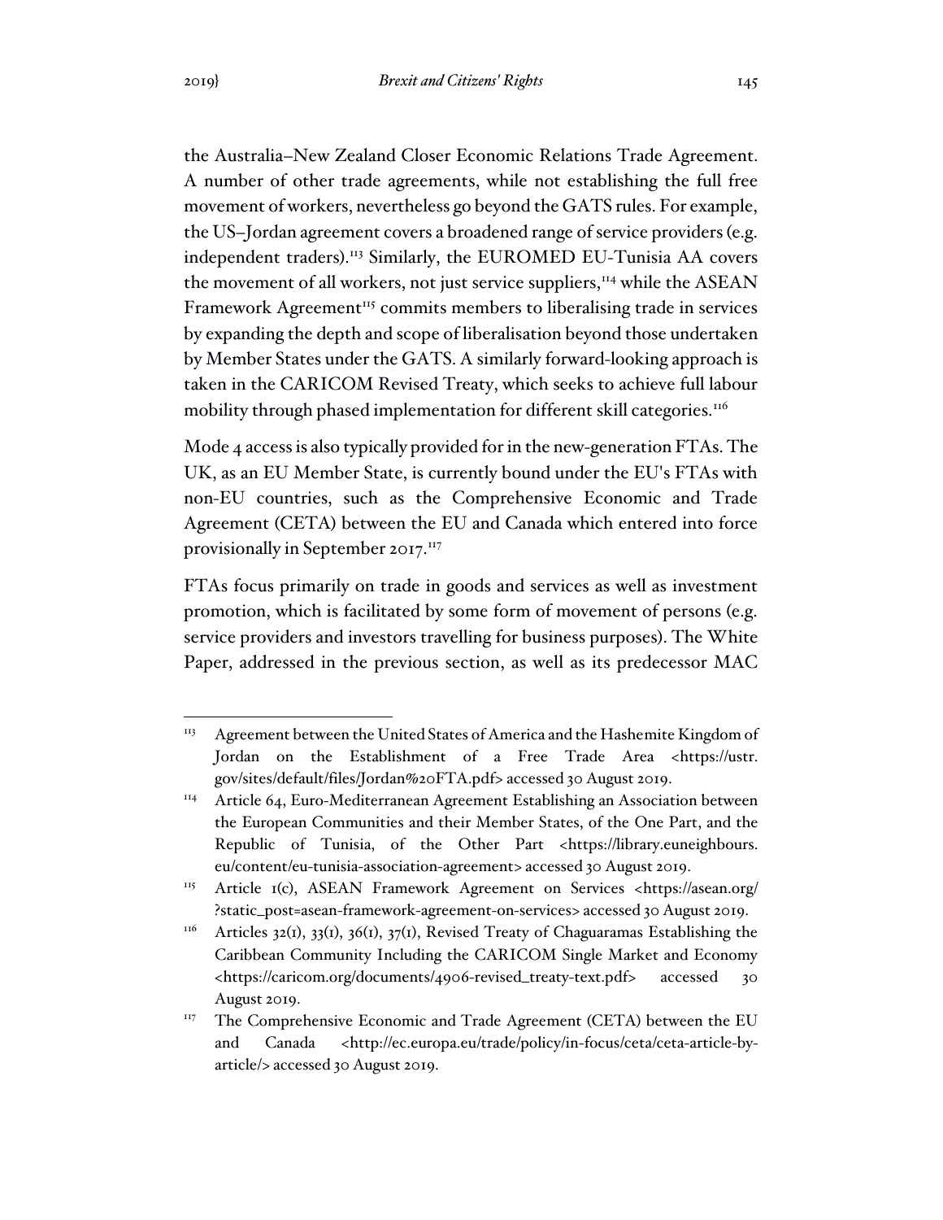the Australia–New Zealand Closer Economic Relations Trade Agreement. A number of other trade agreements, while not establishing the full free movement of workers, nevertheless go beyond the GATS rules. For example, the US–Jordan agreement covers a broadened range of service providers (e.g. independent traders).[113] Similarly, the EUROMED EU-Tunisia AA covers the movement of all workers, not just service suppliers,[114] while the ASEAN Framework Agreement[115] commits members to liberalising trade in services by expanding the depth and scope of liberalisation beyond those undertaken by Member States under the GATS. A similarly forward-looking approach is taken in the CARICOM Revised Treaty, which seeks to achieve full labour mobility through phased implementation for different skill categories.[116]

Mode 4 access is also typically provided for in the new-generation FTAs. The UK, as an EU Member State, is currently bound under the EU's FTAs with non-EU countries, such as the Comprehensive Economic and Trade Agreement (CETA) between the EU and Canada which entered into force provisionally in September 2017.[117]

FTAs focus primarily on trade in goods and services as well as investment promotion, which is facilitated by some form of movement of persons (e.g. service providers and investors travelling for business purposes). The White Paper, addressed in the previous section, as well as its predecessor MAC

---

[113] Agreement between the United States of America and the Hashemite Kingdom of Jordan on the Establishment of a Free Trade Area <https://ustr.gov/sites/default/files/Jordan%20FTA.pdf> accessed 30 August 2019.

[114] Article 64, Euro-Mediterranean Agreement Establishing an Association between the European Communities and their Member States, of the One Part, and the Republic of Tunisia, of the Other Part <https://library.euneighbours.eu/content/eu-tunisia-association-agreement> accessed 30 August 2019.

[115] Article 1(c), ASEAN Framework Agreement on Services <https://asean.org/?static_post=asean-framework-agreement-on-services> accessed 30 August 2019.

[116] Articles 32(1), 33(1), 36(1), 37(1), Revised Treaty of Chaguaramas Establishing the Caribbean Community Including the CARICOM Single Market and Economy <https://caricom.org/documents/4906-revised_treaty-text.pdf> accessed 30 August 2019.

[117] The Comprehensive Economic and Trade Agreement (CETA) between the EU and Canada <http://ec.europa.eu/trade/policy/in-focus/ceta/ceta-article-by-article/> accessed 30 August 2019.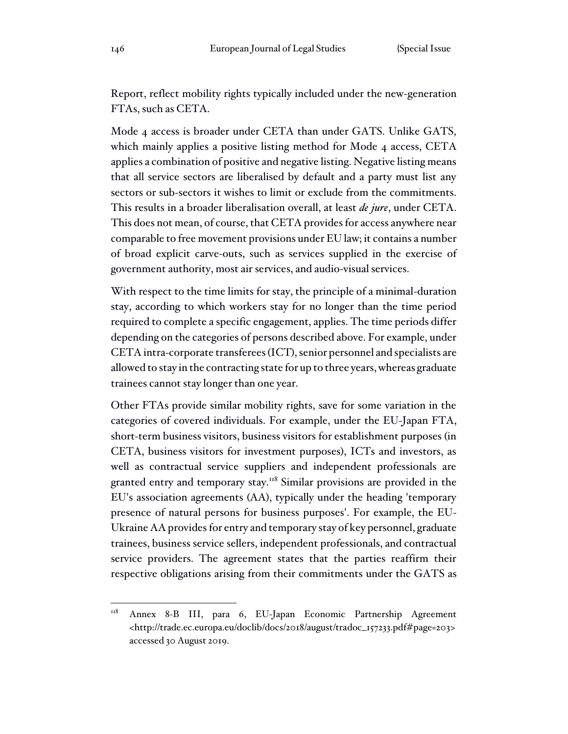Report, reflect mobility rights typically included under the new-generation FTAs, such as CETA.

Mode 4 access is broader under CETA than under GATS. Unlike GATS, which mainly applies a positive listing method for Mode 4 access, CETA applies a combination of positive and negative listing. Negative listing means that all service sectors are liberalised by default and a party must list any sectors or sub-sectors it wishes to limit or exclude from the commitments. This results in a broader liberalisation overall, at least *de jure*, under CETA. This does not mean, of course, that CETA provides for access anywhere near comparable to free movement provisions under EU law; it contains a number of broad explicit carve-outs, such as services supplied in the exercise of government authority, most air services, and audio-visual services.

With respect to the time limits for stay, the principle of a minimal-duration stay, according to which workers stay for no longer than the time period required to complete a specific engagement, applies. The time periods differ depending on the categories of persons described above. For example, under CETA intra-corporate transferees (ICT), senior personnel and specialists are allowed to stay in the contracting state for up to three years, whereas graduate trainees cannot stay longer than one year.

Other FTAs provide similar mobility rights, save for some variation in the categories of covered individuals. For example, under the EU-Japan FTA, short-term business visitors, business visitors for establishment purposes (in CETA, business visitors for investment purposes), ICTs and investors, as well as contractual service suppliers and independent professionals are granted entry and temporary stay.[118] Similar provisions are provided in the EU's association agreements (AA), typically under the heading 'temporary presence of natural persons for business purposes'. For example, the EU-Ukraine AA provides for entry and temporary stay of key personnel, graduate trainees, business service sellers, independent professionals, and contractual service providers. The agreement states that the parties reaffirm their respective obligations arising from their commitments under the GATS as

---

[118] Annex 8-B III, para 6, EU-Japan Economic Partnership Agreement <http://trade.ec.europa.eu/doclib/docs/2018/august/tradoc_157233.pdf#page=203> accessed 30 August 2019.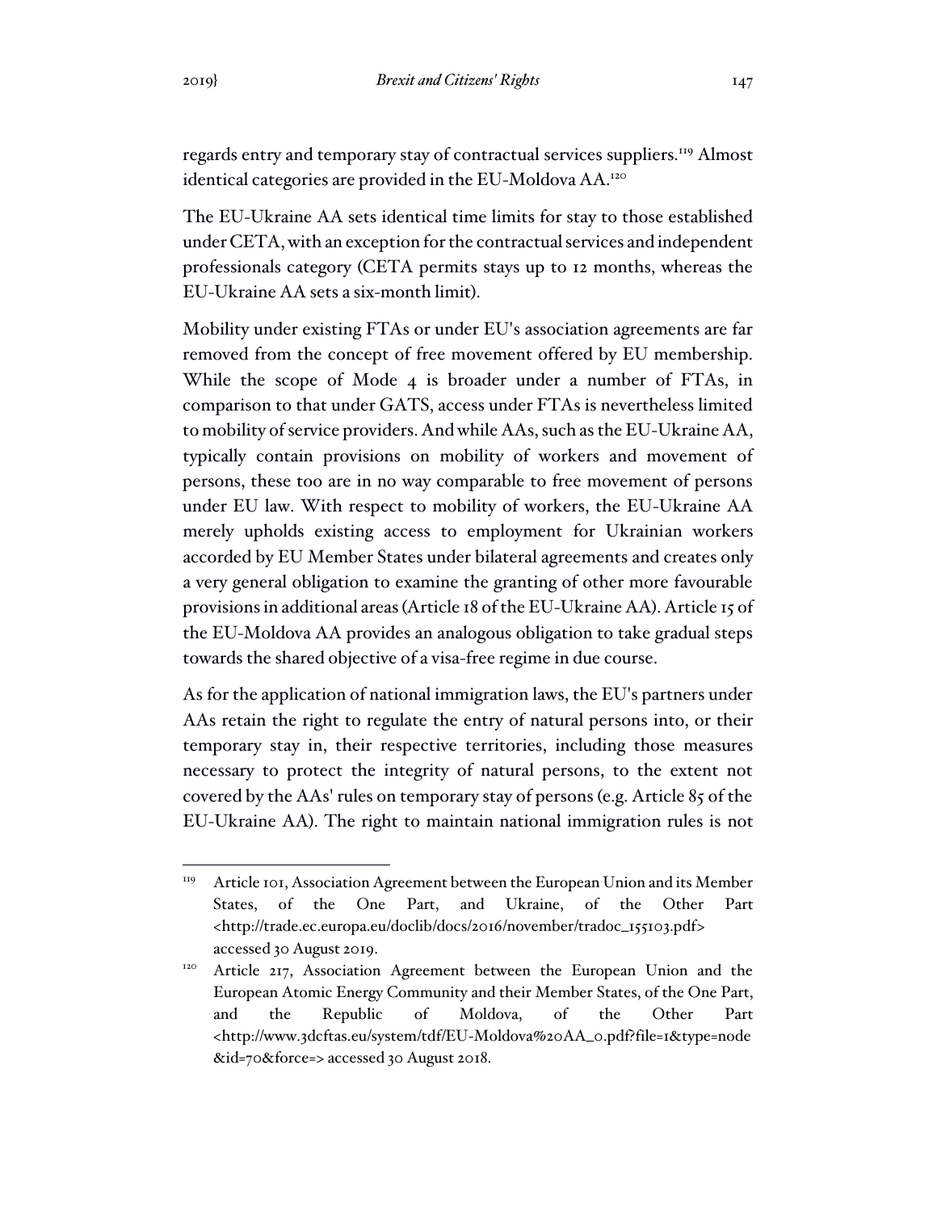regards entry and temporary stay of contractual services suppliers.[119] Almost identical categories are provided in the EU-Moldova AA.[120]

The EU-Ukraine AA sets identical time limits for stay to those established under CETA, with an exception for the contractual services and independent professionals category (CETA permits stays up to 12 months, whereas the EU-Ukraine AA sets a six-month limit).

Mobility under existing FTAs or under EU's association agreements are far removed from the concept of free movement offered by EU membership. While the scope of Mode 4 is broader under a number of FTAs, in comparison to that under GATS, access under FTAs is nevertheless limited to mobility of service providers. And while AAs, such as the EU-Ukraine AA, typically contain provisions on mobility of workers and movement of persons, these too are in no way comparable to free movement of persons under EU law. With respect to mobility of workers, the EU-Ukraine AA merely upholds existing access to employment for Ukrainian workers accorded by EU Member States under bilateral agreements and creates only a very general obligation to examine the granting of other more favourable provisions in additional areas (Article 18 of the EU-Ukraine AA). Article 15 of the EU-Moldova AA provides an analogous obligation to take gradual steps towards the shared objective of a visa-free regime in due course.

As for the application of national immigration laws, the EU's partners under AAs retain the right to regulate the entry of natural persons into, or their temporary stay in, their respective territories, including those measures necessary to protect the integrity of natural persons, to the extent not covered by the AAs' rules on temporary stay of persons (e.g. Article 85 of the EU-Ukraine AA). The right to maintain national immigration rules is not

---

[119] Article 101, Association Agreement between the European Union and its Member States, of the One Part, and Ukraine, of the Other Part <http://trade.ec.europa.eu/doclib/docs/2016/november/tradoc_155103.pdf> accessed 30 August 2019.

[120] Article 217, Association Agreement between the European Union and the European Atomic Energy Community and their Member States, of the One Part, and the Republic of Moldova, of the Other Part <http://www.3dcftas.eu/system/tdf/EU-Moldova%20AA_0.pdf?file=1&type=node&id=70&force=> accessed 30 August 2018.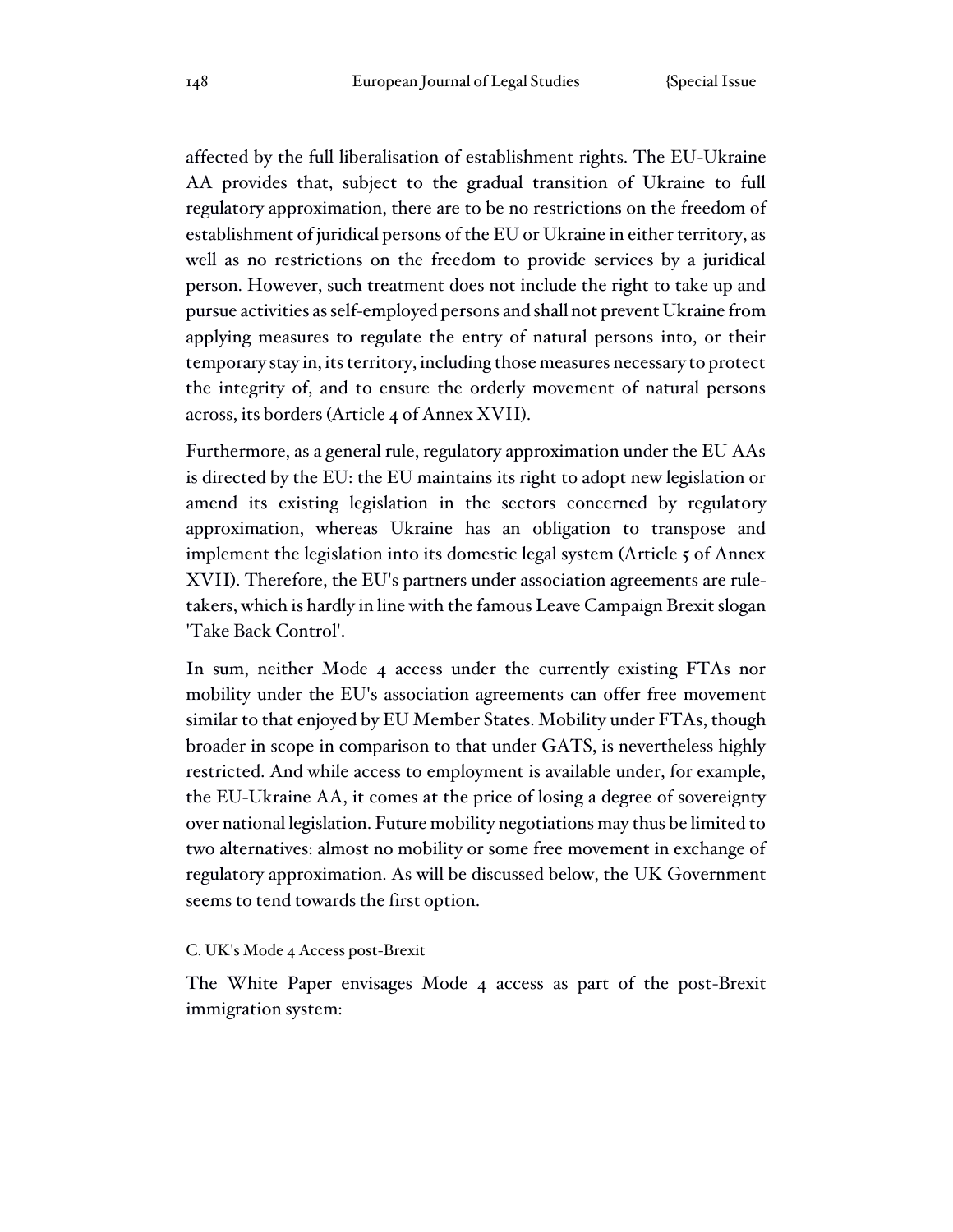affected by the full liberalisation of establishment rights. The EU-Ukraine AA provides that, subject to the gradual transition of Ukraine to full regulatory approximation, there are to be no restrictions on the freedom of establishment of juridical persons of the EU or Ukraine in either territory, as well as no restrictions on the freedom to provide services by a juridical person. However, such treatment does not include the right to take up and pursue activities as self-employed persons and shall not prevent Ukraine from applying measures to regulate the entry of natural persons into, or their temporary stay in, its territory, including those measures necessary to protect the integrity of, and to ensure the orderly movement of natural persons across, its borders (Article 4 of Annex XVII).

Furthermore, as a general rule, regulatory approximation under the EU AAs is directed by the EU: the EU maintains its right to adopt new legislation or amend its existing legislation in the sectors concerned by regulatory approximation, whereas Ukraine has an obligation to transpose and implement the legislation into its domestic legal system (Article 5 of Annex XVII). Therefore, the EU's partners under association agreements are rule-takers, which is hardly in line with the famous Leave Campaign Brexit slogan 'Take Back Control'.

In sum, neither Mode 4 access under the currently existing FTAs nor mobility under the EU's association agreements can offer free movement similar to that enjoyed by EU Member States. Mobility under FTAs, though broader in scope in comparison to that under GATS, is nevertheless highly restricted. And while access to employment is available under, for example, the EU-Ukraine AA, it comes at the price of losing a degree of sovereignty over national legislation. Future mobility negotiations may thus be limited to two alternatives: almost no mobility or some free movement in exchange of regulatory approximation. As will be discussed below, the UK Government seems to tend towards the first option.

### C. UK's Mode 4 Access post-Brexit

The White Paper envisages Mode 4 access as part of the post-Brexit immigration system: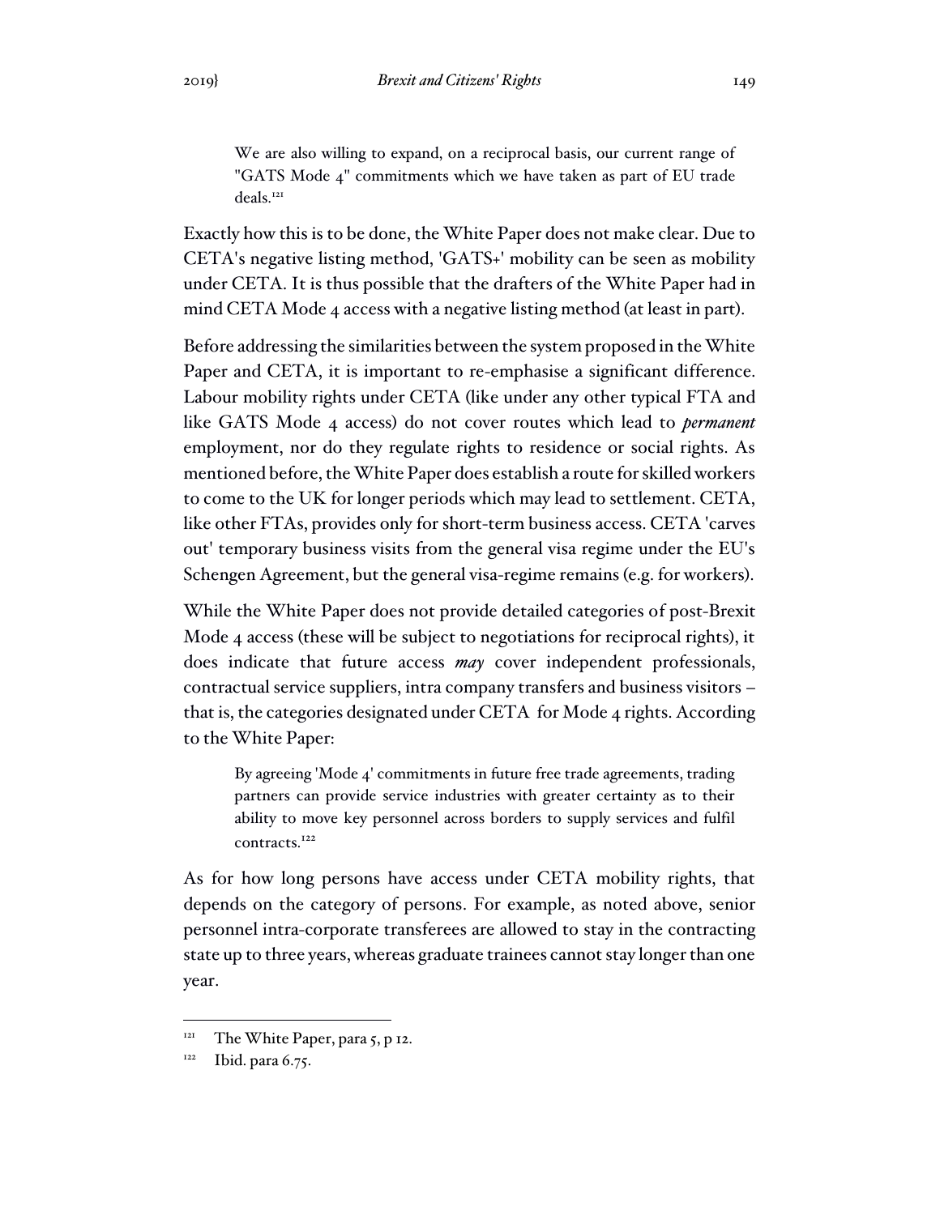> We are also willing to expand, on a reciprocal basis, our current range of "GATS Mode 4" commitments which we have taken as part of EU trade deals.[121]

Exactly how this is to be done, the White Paper does not make clear. Due to CETA's negative listing method, 'GATS+' mobility can be seen as mobility under CETA. It is thus possible that the drafters of the White Paper had in mind CETA Mode 4 access with a negative listing method (at least in part).

Before addressing the similarities between the system proposed in the White Paper and CETA, it is important to re-emphasise a significant difference. Labour mobility rights under CETA (like under any other typical FTA and like GATS Mode 4 access) do not cover routes which lead to *permanent* employment, nor do they regulate rights to residence or social rights. As mentioned before, the White Paper does establish a route for skilled workers to come to the UK for longer periods which may lead to settlement. CETA, like other FTAs, provides only for short-term business access. CETA 'carves out' temporary business visits from the general visa regime under the EU's Schengen Agreement, but the general visa-regime remains (e.g. for workers).

While the White Paper does not provide detailed categories of post-Brexit Mode 4 access (these will be subject to negotiations for reciprocal rights), it does indicate that future access *may* cover independent professionals, contractual service suppliers, intra company transfers and business visitors – that is, the categories designated under CETA for Mode 4 rights. According to the White Paper:

> By agreeing 'Mode 4' commitments in future free trade agreements, trading partners can provide service industries with greater certainty as to their ability to move key personnel across borders to supply services and fulfil contracts.[122]

As for how long persons have access under CETA mobility rights, that depends on the category of persons. For example, as noted above, senior personnel intra-corporate transferees are allowed to stay in the contracting state up to three years, whereas graduate trainees cannot stay longer than one year.

---

[121] The White Paper, para 5, p 12.

[122] Ibid. para 6.75.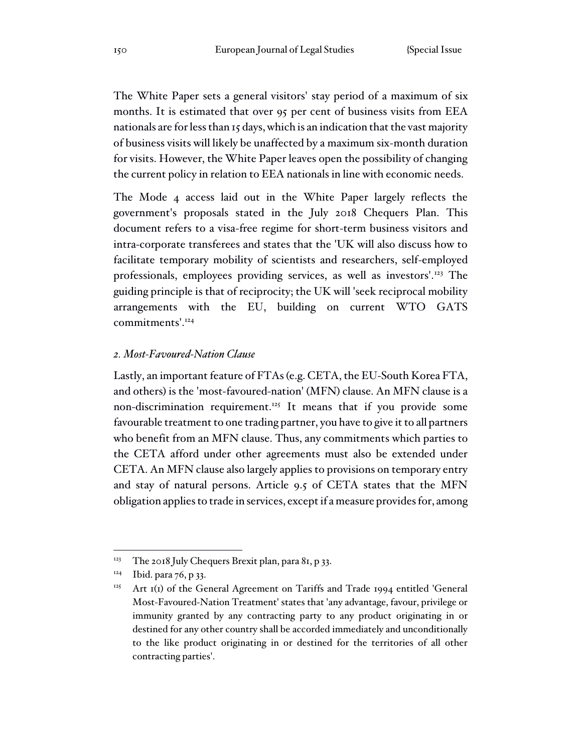The White Paper sets a general visitors' stay period of a maximum of six months. It is estimated that over 95 per cent of business visits from EEA nationals are for less than 15 days, which is an indication that the vast majority of business visits will likely be unaffected by a maximum six-month duration for visits. However, the White Paper leaves open the possibility of changing the current policy in relation to EEA nationals in line with economic needs.

The Mode 4 access laid out in the White Paper largely reflects the government's proposals stated in the July 2018 Chequers Plan. This document refers to a visa-free regime for short-term business visitors and intra-corporate transferees and states that the 'UK will also discuss how to facilitate temporary mobility of scientists and researchers, self-employed professionals, employees providing services, as well as investors'.[123] The guiding principle is that of reciprocity; the UK will 'seek reciprocal mobility arrangements with the EU, building on current WTO GATS commitments'.[124]

### *2. Most-Favoured-Nation Clause*

Lastly, an important feature of FTAs (e.g. CETA, the EU-South Korea FTA, and others) is the 'most-favoured-nation' (MFN) clause. An MFN clause is a non-discrimination requirement.[125] It means that if you provide some favourable treatment to one trading partner, you have to give it to all partners who benefit from an MFN clause. Thus, any commitments which parties to the CETA afford under other agreements must also be extended under CETA. An MFN clause also largely applies to provisions on temporary entry and stay of natural persons. Article 9.5 of CETA states that the MFN obligation applies to trade in services, except if a measure provides for, among

---

[123] The 2018 July Chequers Brexit plan, para 81, p 33.

[124] Ibid. para 76, p 33.

[125] Art 1(1) of the General Agreement on Tariffs and Trade 1994 entitled 'General Most-Favoured-Nation Treatment' states that 'any advantage, favour, privilege or immunity granted by any contracting party to any product originating in or destined for any other country shall be accorded immediately and unconditionally to the like product originating in or destined for the territories of all other contracting parties'.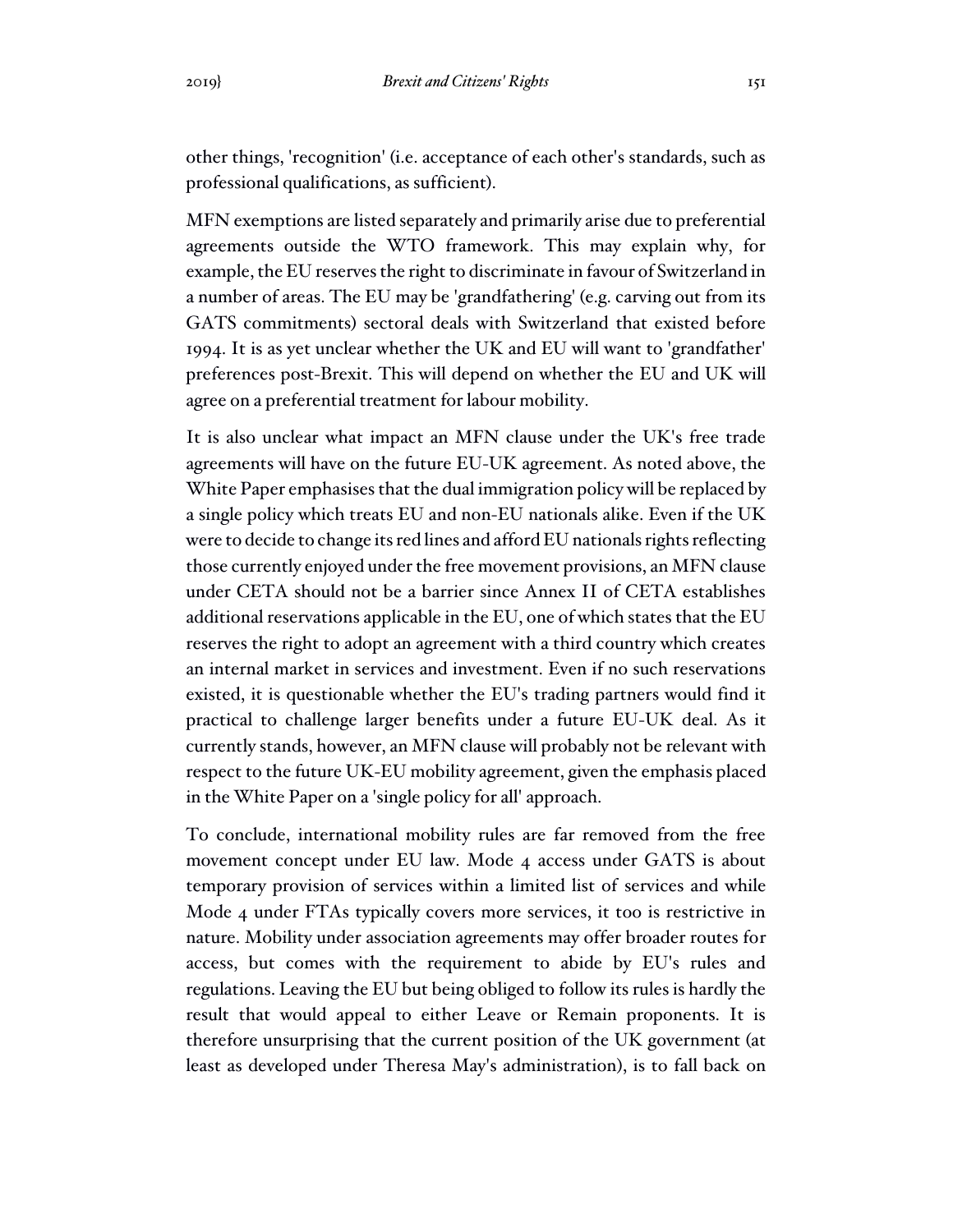other things, 'recognition' (i.e. acceptance of each other's standards, such as professional qualifications, as sufficient).

MFN exemptions are listed separately and primarily arise due to preferential agreements outside the WTO framework. This may explain why, for example, the EU reserves the right to discriminate in favour of Switzerland in a number of areas. The EU may be 'grandfathering' (e.g. carving out from its GATS commitments) sectoral deals with Switzerland that existed before 1994. It is as yet unclear whether the UK and EU will want to 'grandfather' preferences post-Brexit. This will depend on whether the EU and UK will agree on a preferential treatment for labour mobility.

It is also unclear what impact an MFN clause under the UK's free trade agreements will have on the future EU-UK agreement. As noted above, the White Paper emphasises that the dual immigration policy will be replaced by a single policy which treats EU and non-EU nationals alike. Even if the UK were to decide to change its red lines and afford EU nationals rights reflecting those currently enjoyed under the free movement provisions, an MFN clause under CETA should not be a barrier since Annex II of CETA establishes additional reservations applicable in the EU, one of which states that the EU reserves the right to adopt an agreement with a third country which creates an internal market in services and investment. Even if no such reservations existed, it is questionable whether the EU's trading partners would find it practical to challenge larger benefits under a future EU-UK deal. As it currently stands, however, an MFN clause will probably not be relevant with respect to the future UK-EU mobility agreement, given the emphasis placed in the White Paper on a 'single policy for all' approach.

To conclude, international mobility rules are far removed from the free movement concept under EU law. Mode 4 access under GATS is about temporary provision of services within a limited list of services and while Mode 4 under FTAs typically covers more services, it too is restrictive in nature. Mobility under association agreements may offer broader routes for access, but comes with the requirement to abide by EU's rules and regulations. Leaving the EU but being obliged to follow its rules is hardly the result that would appeal to either Leave or Remain proponents. It is therefore unsurprising that the current position of the UK government (at least as developed under Theresa May's administration), is to fall back on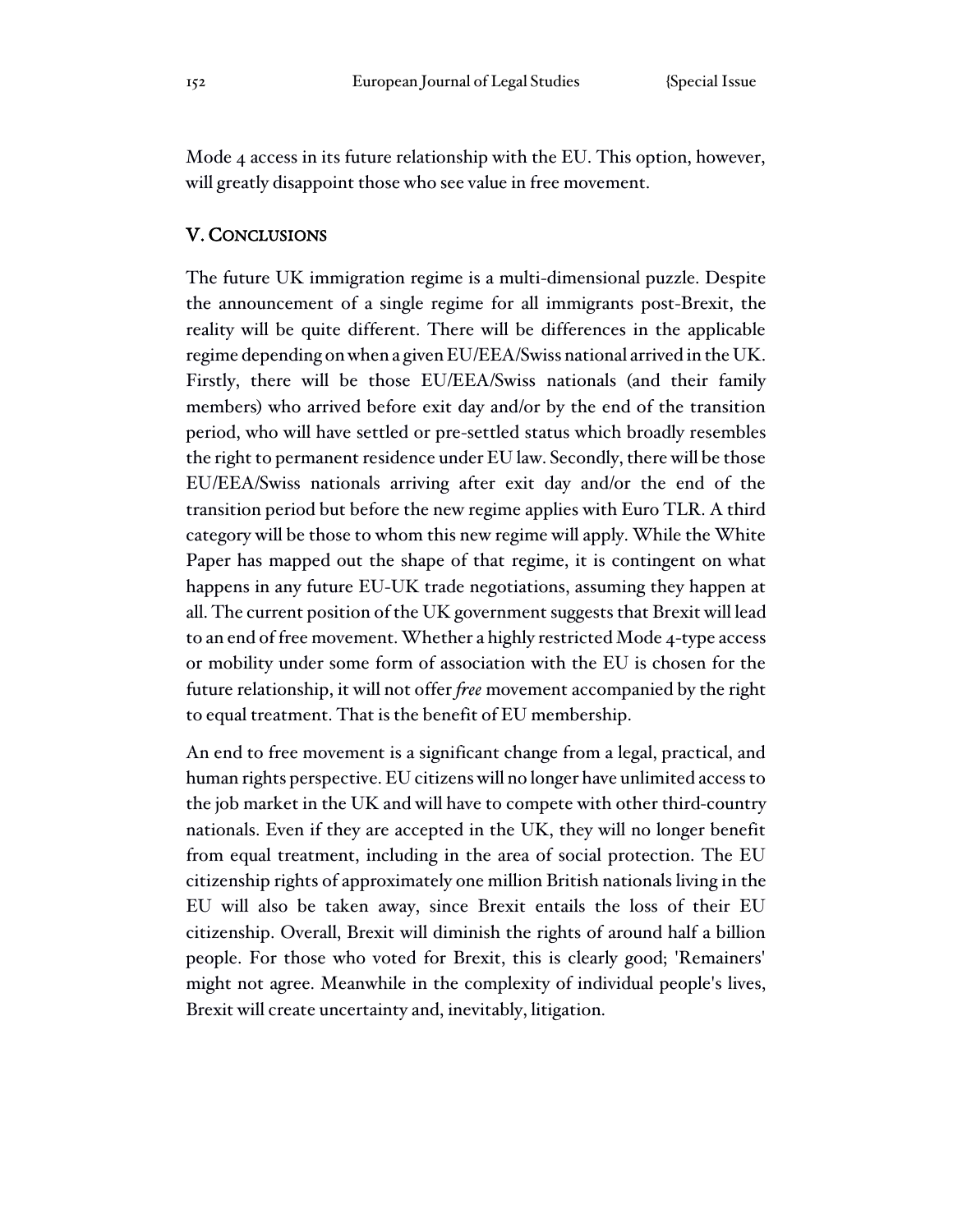Mode 4 access in its future relationship with the EU. This option, however, will greatly disappoint those who see value in free movement.

## V. CONCLUSIONS

The future UK immigration regime is a multi-dimensional puzzle. Despite the announcement of a single regime for all immigrants post-Brexit, the reality will be quite different. There will be differences in the applicable regime depending on when a given EU/EEA/Swiss national arrived in the UK. Firstly, there will be those EU/EEA/Swiss nationals (and their family members) who arrived before exit day and/or by the end of the transition period, who will have settled or pre-settled status which broadly resembles the right to permanent residence under EU law. Secondly, there will be those EU/EEA/Swiss nationals arriving after exit day and/or the end of the transition period but before the new regime applies with Euro TLR. A third category will be those to whom this new regime will apply. While the White Paper has mapped out the shape of that regime, it is contingent on what happens in any future EU-UK trade negotiations, assuming they happen at all. The current position of the UK government suggests that Brexit will lead to an end of free movement. Whether a highly restricted Mode 4-type access or mobility under some form of association with the EU is chosen for the future relationship, it will not offer *free* movement accompanied by the right to equal treatment. That is the benefit of EU membership.

An end to free movement is a significant change from a legal, practical, and human rights perspective. EU citizens will no longer have unlimited access to the job market in the UK and will have to compete with other third-country nationals. Even if they are accepted in the UK, they will no longer benefit from equal treatment, including in the area of social protection. The EU citizenship rights of approximately one million British nationals living in the EU will also be taken away, since Brexit entails the loss of their EU citizenship. Overall, Brexit will diminish the rights of around half a billion people. For those who voted for Brexit, this is clearly good; 'Remainers' might not agree. Meanwhile in the complexity of individual people's lives, Brexit will create uncertainty and, inevitably, litigation.